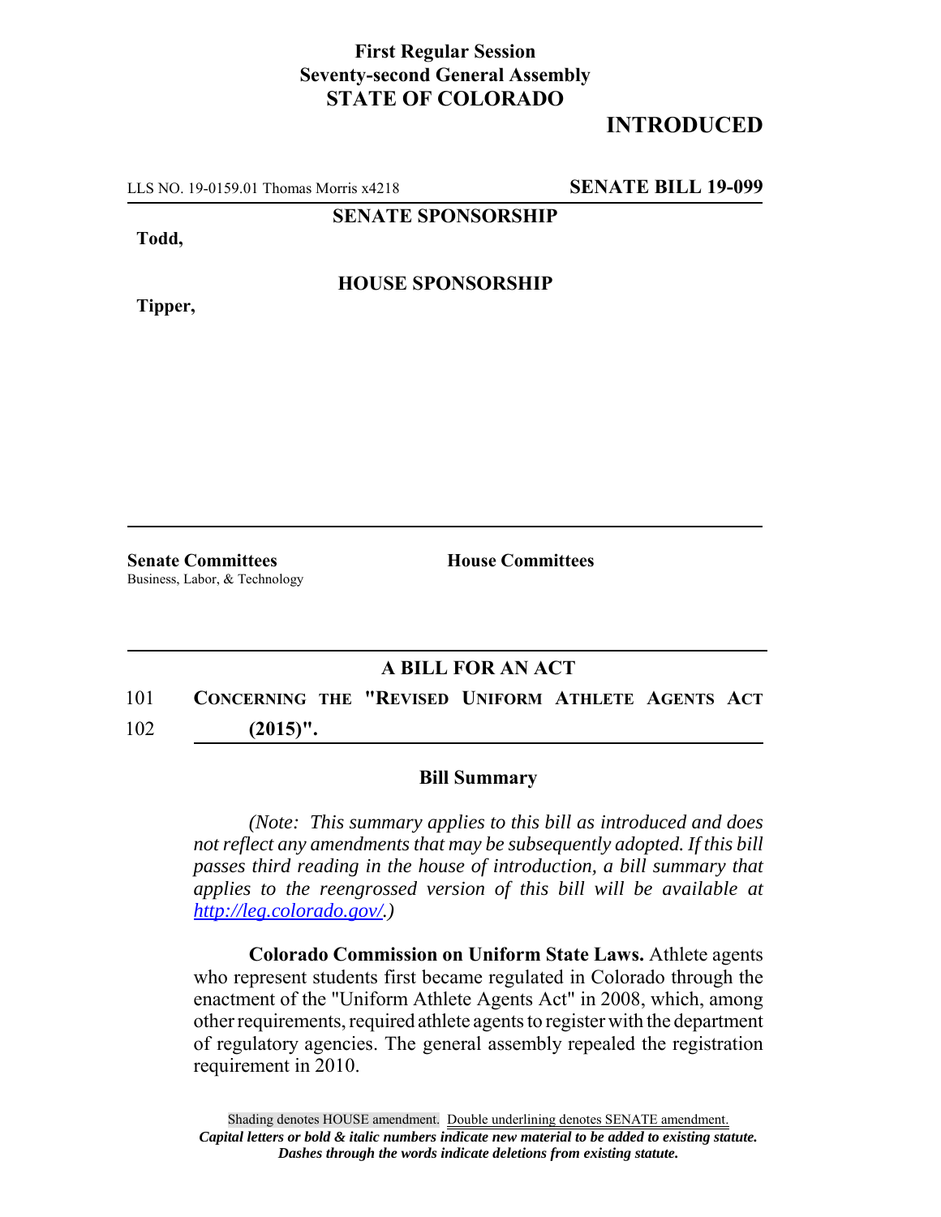**First Regular Session**
**Seventy-second General Assembly**
**STATE OF COLORADO**

**INTRODUCED**

LLS NO. 19-0159.01 Thomas Morris x4218 **SENATE BILL 19-099**

**SENATE SPONSORSHIP**

**Todd,**

**HOUSE SPONSORSHIP**

**Tipper,**

**Senate Committees**
Business, Labor, & Technology

**House Committees**

**A BILL FOR AN ACT**

101 **CONCERNING THE "REVISED UNIFORM ATHLETE AGENTS ACT**
102 **(2015)".**

**Bill Summary**

*(Note: This summary applies to this bill as introduced and does not reflect any amendments that may be subsequently adopted. If this bill passes third reading in the house of introduction, a bill summary that applies to the reengrossed version of this bill will be available at [http://leg.colorado.gov/](http://leg.colorado.gov/).)*

**Colorado Commission on Uniform State Laws.** Athlete agents who represent students first became regulated in Colorado through the enactment of the "Uniform Athlete Agents Act" in 2008, which, among other requirements, required athlete agents to register with the department of regulatory agencies. The general assembly repealed the registration requirement in 2010.

Shading denotes HOUSE amendment. Double underlining denotes SENATE amendment.
*Capital letters or bold & italic numbers indicate new material to be added to existing statute.*
*Dashes through the words indicate deletions from existing statute.*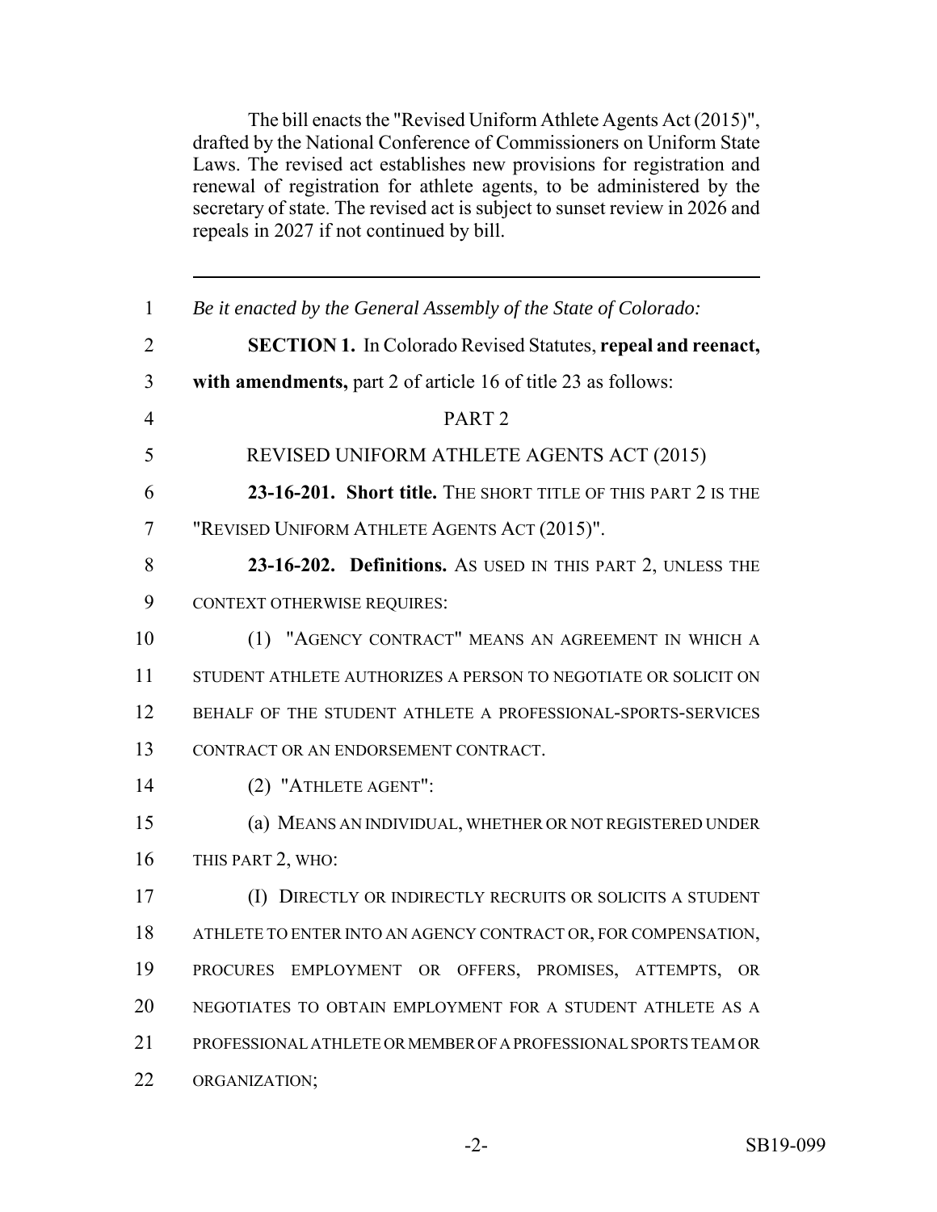The bill enacts the "Revised Uniform Athlete Agents Act (2015)", drafted by the National Conference of Commissioners on Uniform State Laws. The revised act establishes new provisions for registration and renewal of registration for athlete agents, to be administered by the secretary of state. The revised act is subject to sunset review in 2026 and repeals in 2027 if not continued by bill.

---

*Be it enacted by the General Assembly of the State of Colorado:*

**SECTION 1.** In Colorado Revised Statutes, **repeal and reenact, with amendments,** part 2 of article 16 of title 23 as follows:

PART 2

REVISED UNIFORM ATHLETE AGENTS ACT (2015)

**23-16-201. Short title.** THE SHORT TITLE OF THIS PART 2 IS THE "REVISED UNIFORM ATHLETE AGENTS ACT (2015)".

**23-16-202. Definitions.** AS USED IN THIS PART 2, UNLESS THE CONTEXT OTHERWISE REQUIRES:

(1) "AGENCY CONTRACT" MEANS AN AGREEMENT IN WHICH A STUDENT ATHLETE AUTHORIZES A PERSON TO NEGOTIATE OR SOLICIT ON BEHALF OF THE STUDENT ATHLETE A PROFESSIONAL-SPORTS-SERVICES CONTRACT OR AN ENDORSEMENT CONTRACT.

(2) "ATHLETE AGENT":

(a) MEANS AN INDIVIDUAL, WHETHER OR NOT REGISTERED UNDER THIS PART 2, WHO:

(I) DIRECTLY OR INDIRECTLY RECRUITS OR SOLICITS A STUDENT ATHLETE TO ENTER INTO AN AGENCY CONTRACT OR, FOR COMPENSATION, PROCURES EMPLOYMENT OR OFFERS, PROMISES, ATTEMPTS, OR NEGOTIATES TO OBTAIN EMPLOYMENT FOR A STUDENT ATHLETE AS A PROFESSIONAL ATHLETE OR MEMBER OF A PROFESSIONAL SPORTS TEAM OR ORGANIZATION;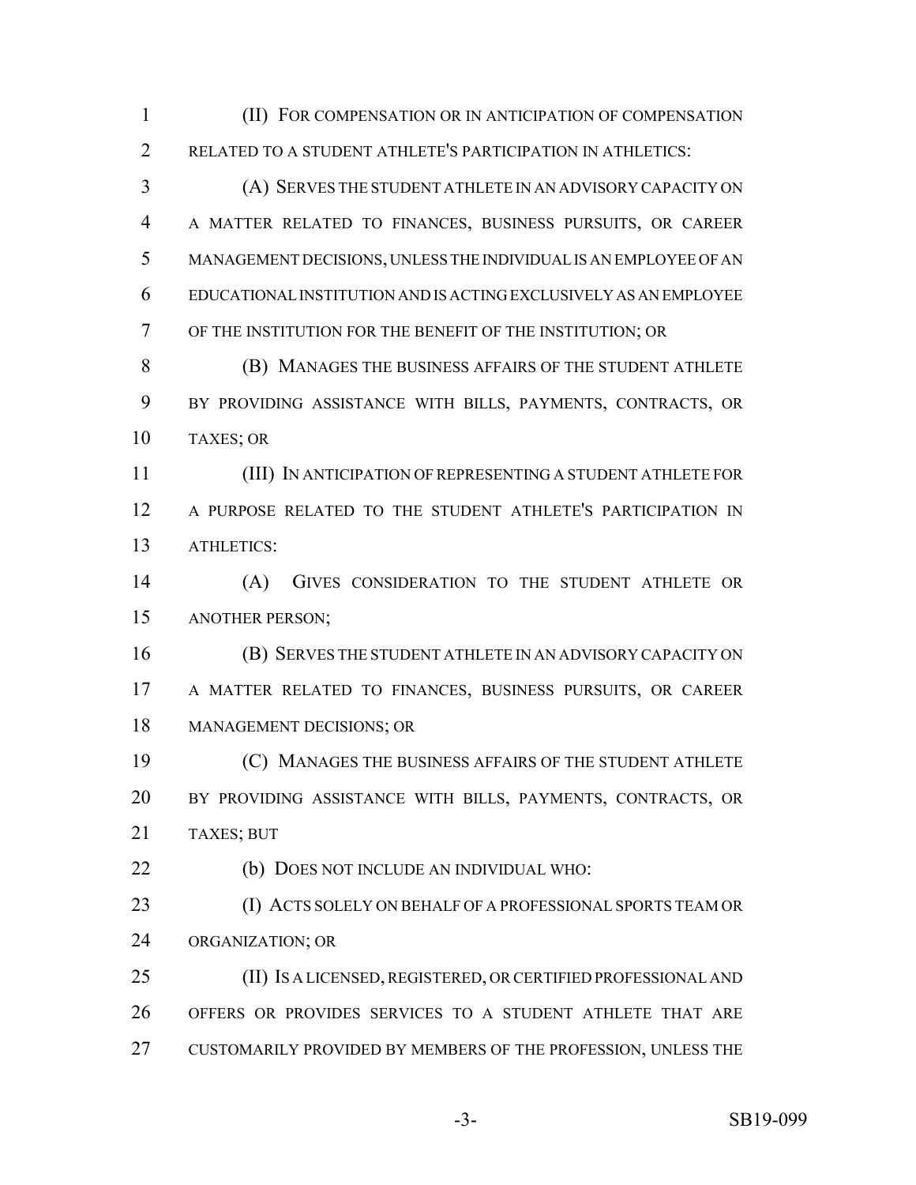(II) FOR COMPENSATION OR IN ANTICIPATION OF COMPENSATION RELATED TO A STUDENT ATHLETE'S PARTICIPATION IN ATHLETICS:

(A) SERVES THE STUDENT ATHLETE IN AN ADVISORY CAPACITY ON A MATTER RELATED TO FINANCES, BUSINESS PURSUITS, OR CAREER MANAGEMENT DECISIONS, UNLESS THE INDIVIDUAL IS AN EMPLOYEE OF AN EDUCATIONAL INSTITUTION AND IS ACTING EXCLUSIVELY AS AN EMPLOYEE OF THE INSTITUTION FOR THE BENEFIT OF THE INSTITUTION; OR

(B) MANAGES THE BUSINESS AFFAIRS OF THE STUDENT ATHLETE BY PROVIDING ASSISTANCE WITH BILLS, PAYMENTS, CONTRACTS, OR TAXES; OR

(III) IN ANTICIPATION OF REPRESENTING A STUDENT ATHLETE FOR A PURPOSE RELATED TO THE STUDENT ATHLETE'S PARTICIPATION IN ATHLETICS:

(A) GIVES CONSIDERATION TO THE STUDENT ATHLETE OR ANOTHER PERSON;

(B) SERVES THE STUDENT ATHLETE IN AN ADVISORY CAPACITY ON A MATTER RELATED TO FINANCES, BUSINESS PURSUITS, OR CAREER MANAGEMENT DECISIONS; OR

(C) MANAGES THE BUSINESS AFFAIRS OF THE STUDENT ATHLETE BY PROVIDING ASSISTANCE WITH BILLS, PAYMENTS, CONTRACTS, OR TAXES; BUT

(b) DOES NOT INCLUDE AN INDIVIDUAL WHO:

(I) ACTS SOLELY ON BEHALF OF A PROFESSIONAL SPORTS TEAM OR ORGANIZATION; OR

(II) IS A LICENSED, REGISTERED, OR CERTIFIED PROFESSIONAL AND OFFERS OR PROVIDES SERVICES TO A STUDENT ATHLETE THAT ARE CUSTOMARILY PROVIDED BY MEMBERS OF THE PROFESSION, UNLESS THE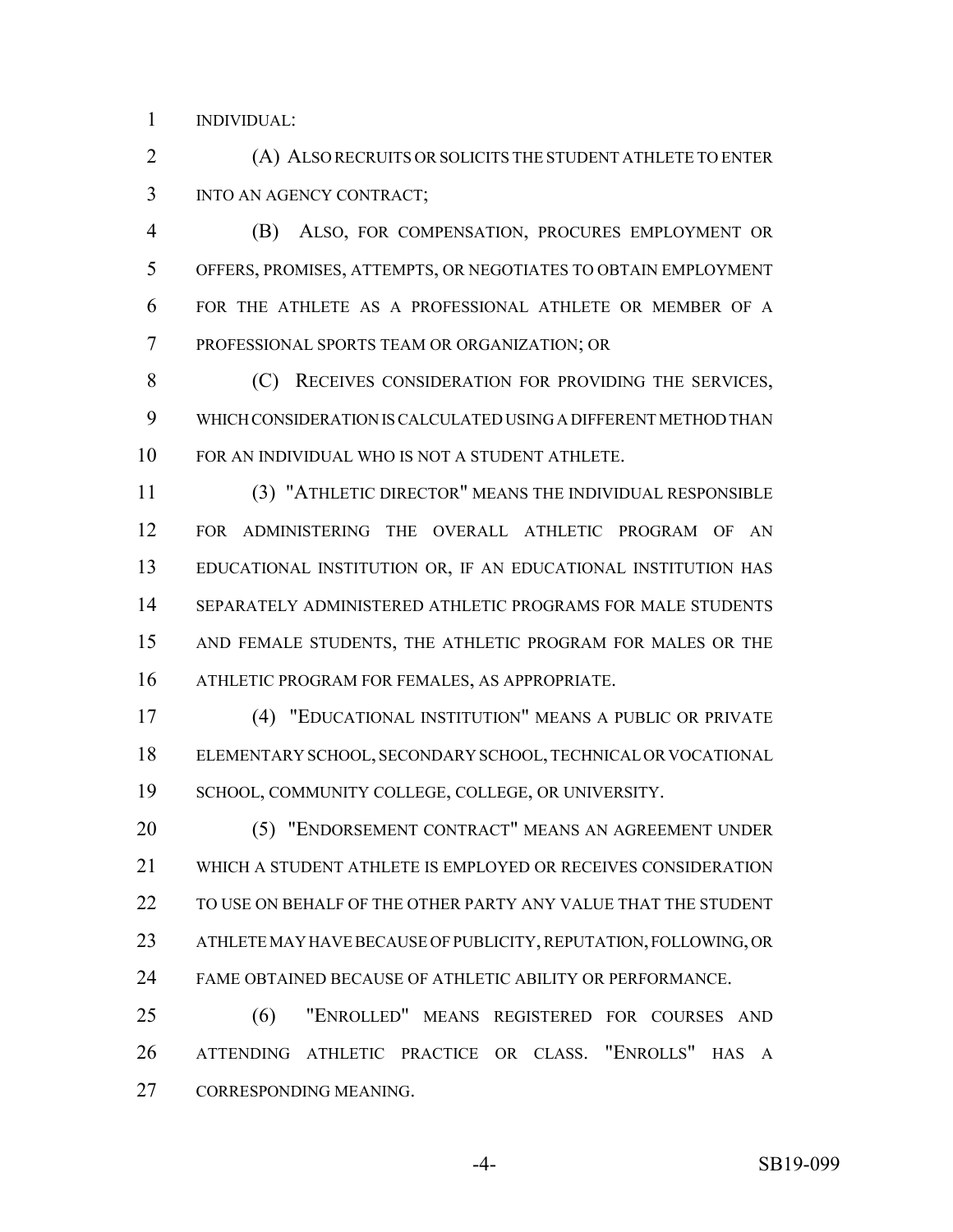INDIVIDUAL:

(A) ALSO RECRUITS OR SOLICITS THE STUDENT ATHLETE TO ENTER INTO AN AGENCY CONTRACT;

(B) ALSO, FOR COMPENSATION, PROCURES EMPLOYMENT OR OFFERS, PROMISES, ATTEMPTS, OR NEGOTIATES TO OBTAIN EMPLOYMENT FOR THE ATHLETE AS A PROFESSIONAL ATHLETE OR MEMBER OF A PROFESSIONAL SPORTS TEAM OR ORGANIZATION; OR

(C) RECEIVES CONSIDERATION FOR PROVIDING THE SERVICES, WHICH CONSIDERATION IS CALCULATED USING A DIFFERENT METHOD THAN FOR AN INDIVIDUAL WHO IS NOT A STUDENT ATHLETE.

(3) "ATHLETIC DIRECTOR" MEANS THE INDIVIDUAL RESPONSIBLE FOR ADMINISTERING THE OVERALL ATHLETIC PROGRAM OF AN EDUCATIONAL INSTITUTION OR, IF AN EDUCATIONAL INSTITUTION HAS SEPARATELY ADMINISTERED ATHLETIC PROGRAMS FOR MALE STUDENTS AND FEMALE STUDENTS, THE ATHLETIC PROGRAM FOR MALES OR THE ATHLETIC PROGRAM FOR FEMALES, AS APPROPRIATE.

(4) "EDUCATIONAL INSTITUTION" MEANS A PUBLIC OR PRIVATE ELEMENTARY SCHOOL, SECONDARY SCHOOL, TECHNICAL OR VOCATIONAL SCHOOL, COMMUNITY COLLEGE, COLLEGE, OR UNIVERSITY.

(5) "ENDORSEMENT CONTRACT" MEANS AN AGREEMENT UNDER WHICH A STUDENT ATHLETE IS EMPLOYED OR RECEIVES CONSIDERATION TO USE ON BEHALF OF THE OTHER PARTY ANY VALUE THAT THE STUDENT ATHLETE MAY HAVE BECAUSE OF PUBLICITY, REPUTATION, FOLLOWING, OR FAME OBTAINED BECAUSE OF ATHLETIC ABILITY OR PERFORMANCE.

(6) "ENROLLED" MEANS REGISTERED FOR COURSES AND ATTENDING ATHLETIC PRACTICE OR CLASS. "ENROLLS" HAS A CORRESPONDING MEANING.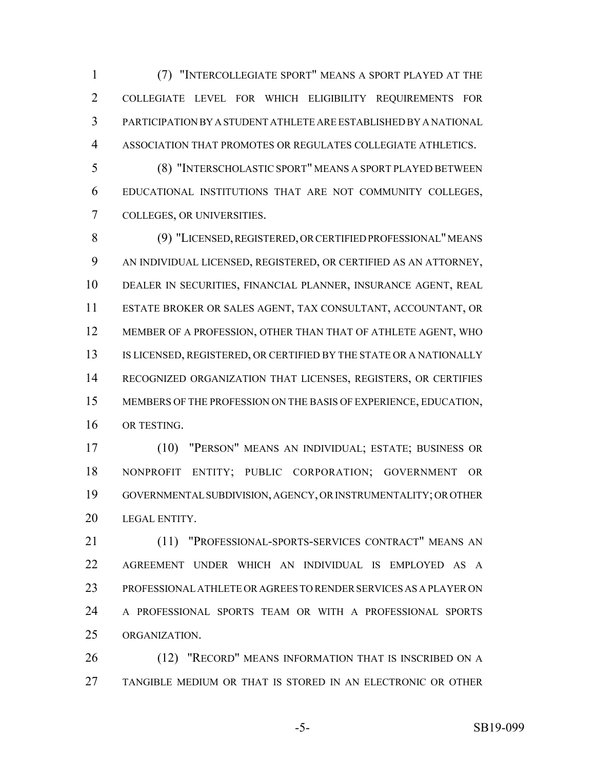(7) "INTERCOLLEGIATE SPORT" MEANS A SPORT PLAYED AT THE COLLEGIATE LEVEL FOR WHICH ELIGIBILITY REQUIREMENTS FOR PARTICIPATION BY A STUDENT ATHLETE ARE ESTABLISHED BY A NATIONAL ASSOCIATION THAT PROMOTES OR REGULATES COLLEGIATE ATHLETICS.

(8) "INTERSCHOLASTIC SPORT" MEANS A SPORT PLAYED BETWEEN EDUCATIONAL INSTITUTIONS THAT ARE NOT COMMUNITY COLLEGES, COLLEGES, OR UNIVERSITIES.

(9) "LICENSED, REGISTERED, OR CERTIFIED PROFESSIONAL" MEANS AN INDIVIDUAL LICENSED, REGISTERED, OR CERTIFIED AS AN ATTORNEY, DEALER IN SECURITIES, FINANCIAL PLANNER, INSURANCE AGENT, REAL ESTATE BROKER OR SALES AGENT, TAX CONSULTANT, ACCOUNTANT, OR MEMBER OF A PROFESSION, OTHER THAN THAT OF ATHLETE AGENT, WHO IS LICENSED, REGISTERED, OR CERTIFIED BY THE STATE OR A NATIONALLY RECOGNIZED ORGANIZATION THAT LICENSES, REGISTERS, OR CERTIFIES MEMBERS OF THE PROFESSION ON THE BASIS OF EXPERIENCE, EDUCATION, OR TESTING.

(10) "PERSON" MEANS AN INDIVIDUAL; ESTATE; BUSINESS OR NONPROFIT ENTITY; PUBLIC CORPORATION; GOVERNMENT OR GOVERNMENTAL SUBDIVISION, AGENCY, OR INSTRUMENTALITY; OR OTHER LEGAL ENTITY.

(11) "PROFESSIONAL-SPORTS-SERVICES CONTRACT" MEANS AN AGREEMENT UNDER WHICH AN INDIVIDUAL IS EMPLOYED AS A PROFESSIONAL ATHLETE OR AGREES TO RENDER SERVICES AS A PLAYER ON A PROFESSIONAL SPORTS TEAM OR WITH A PROFESSIONAL SPORTS ORGANIZATION.

(12) "RECORD" MEANS INFORMATION THAT IS INSCRIBED ON A TANGIBLE MEDIUM OR THAT IS STORED IN AN ELECTRONIC OR OTHER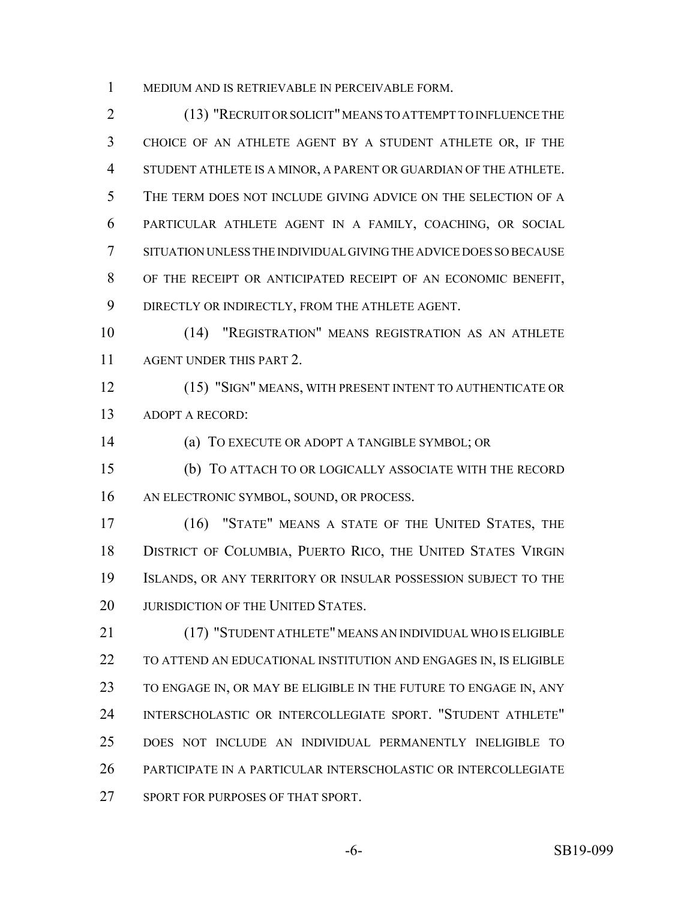MEDIUM AND IS RETRIEVABLE IN PERCEIVABLE FORM.

(13) "RECRUIT OR SOLICIT" MEANS TO ATTEMPT TO INFLUENCE THE CHOICE OF AN ATHLETE AGENT BY A STUDENT ATHLETE OR, IF THE STUDENT ATHLETE IS A MINOR, A PARENT OR GUARDIAN OF THE ATHLETE. THE TERM DOES NOT INCLUDE GIVING ADVICE ON THE SELECTION OF A PARTICULAR ATHLETE AGENT IN A FAMILY, COACHING, OR SOCIAL SITUATION UNLESS THE INDIVIDUAL GIVING THE ADVICE DOES SO BECAUSE OF THE RECEIPT OR ANTICIPATED RECEIPT OF AN ECONOMIC BENEFIT, DIRECTLY OR INDIRECTLY, FROM THE ATHLETE AGENT.

(14) "REGISTRATION" MEANS REGISTRATION AS AN ATHLETE AGENT UNDER THIS PART 2.

(15) "SIGN" MEANS, WITH PRESENT INTENT TO AUTHENTICATE OR ADOPT A RECORD:

(a) TO EXECUTE OR ADOPT A TANGIBLE SYMBOL; OR

(b) TO ATTACH TO OR LOGICALLY ASSOCIATE WITH THE RECORD AN ELECTRONIC SYMBOL, SOUND, OR PROCESS.

(16) "STATE" MEANS A STATE OF THE UNITED STATES, THE DISTRICT OF COLUMBIA, PUERTO RICO, THE UNITED STATES VIRGIN ISLANDS, OR ANY TERRITORY OR INSULAR POSSESSION SUBJECT TO THE JURISDICTION OF THE UNITED STATES.

(17) "STUDENT ATHLETE" MEANS AN INDIVIDUAL WHO IS ELIGIBLE TO ATTEND AN EDUCATIONAL INSTITUTION AND ENGAGES IN, IS ELIGIBLE TO ENGAGE IN, OR MAY BE ELIGIBLE IN THE FUTURE TO ENGAGE IN, ANY INTERSCHOLASTIC OR INTERCOLLEGIATE SPORT. "STUDENT ATHLETE" DOES NOT INCLUDE AN INDIVIDUAL PERMANENTLY INELIGIBLE TO PARTICIPATE IN A PARTICULAR INTERSCHOLASTIC OR INTERCOLLEGIATE SPORT FOR PURPOSES OF THAT SPORT.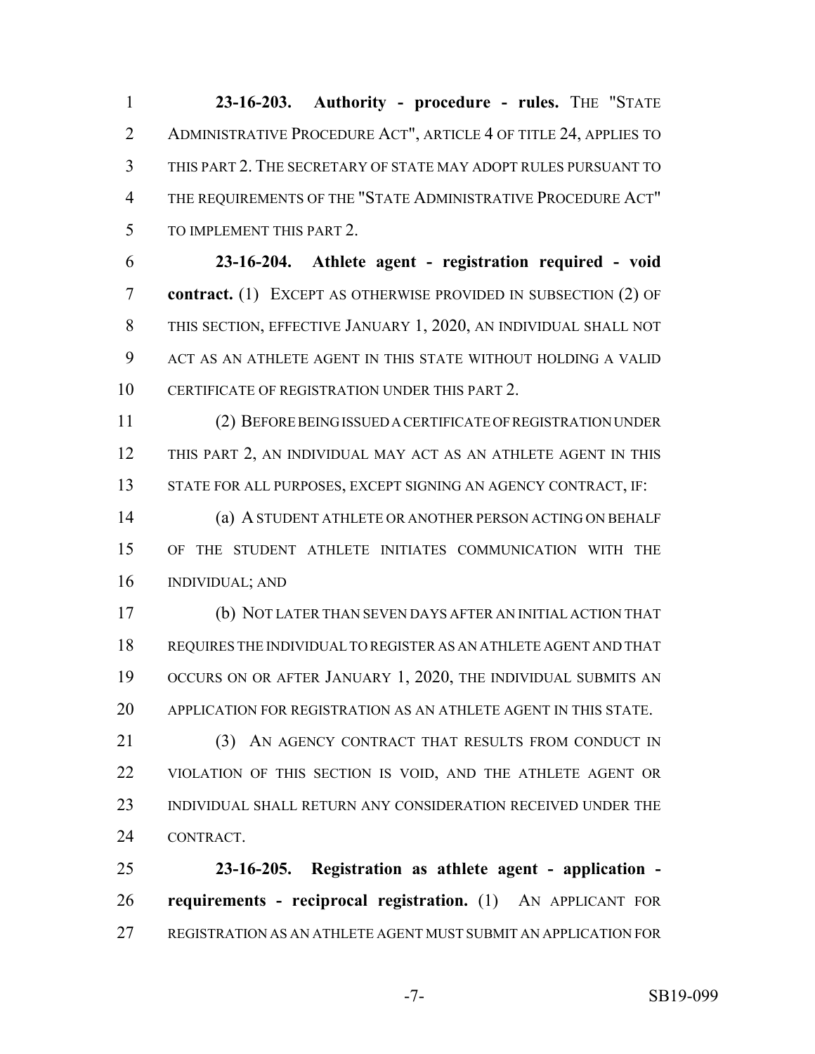**23-16-203. Authority - procedure - rules.** THE "STATE ADMINISTRATIVE PROCEDURE ACT", ARTICLE 4 OF TITLE 24, APPLIES TO THIS PART 2. THE SECRETARY OF STATE MAY ADOPT RULES PURSUANT TO THE REQUIREMENTS OF THE "STATE ADMINISTRATIVE PROCEDURE ACT" TO IMPLEMENT THIS PART 2.

**23-16-204. Athlete agent - registration required - void contract.** (1) EXCEPT AS OTHERWISE PROVIDED IN SUBSECTION (2) OF THIS SECTION, EFFECTIVE JANUARY 1, 2020, AN INDIVIDUAL SHALL NOT ACT AS AN ATHLETE AGENT IN THIS STATE WITHOUT HOLDING A VALID CERTIFICATE OF REGISTRATION UNDER THIS PART 2.

(2) BEFORE BEING ISSUED A CERTIFICATE OF REGISTRATION UNDER THIS PART 2, AN INDIVIDUAL MAY ACT AS AN ATHLETE AGENT IN THIS STATE FOR ALL PURPOSES, EXCEPT SIGNING AN AGENCY CONTRACT, IF:

(a) A STUDENT ATHLETE OR ANOTHER PERSON ACTING ON BEHALF OF THE STUDENT ATHLETE INITIATES COMMUNICATION WITH THE INDIVIDUAL; AND

(b) NOT LATER THAN SEVEN DAYS AFTER AN INITIAL ACTION THAT REQUIRES THE INDIVIDUAL TO REGISTER AS AN ATHLETE AGENT AND THAT OCCURS ON OR AFTER JANUARY 1, 2020, THE INDIVIDUAL SUBMITS AN APPLICATION FOR REGISTRATION AS AN ATHLETE AGENT IN THIS STATE.

(3) AN AGENCY CONTRACT THAT RESULTS FROM CONDUCT IN VIOLATION OF THIS SECTION IS VOID, AND THE ATHLETE AGENT OR INDIVIDUAL SHALL RETURN ANY CONSIDERATION RECEIVED UNDER THE CONTRACT.

**23-16-205. Registration as athlete agent - application - requirements - reciprocal registration.** (1) AN APPLICANT FOR REGISTRATION AS AN ATHLETE AGENT MUST SUBMIT AN APPLICATION FOR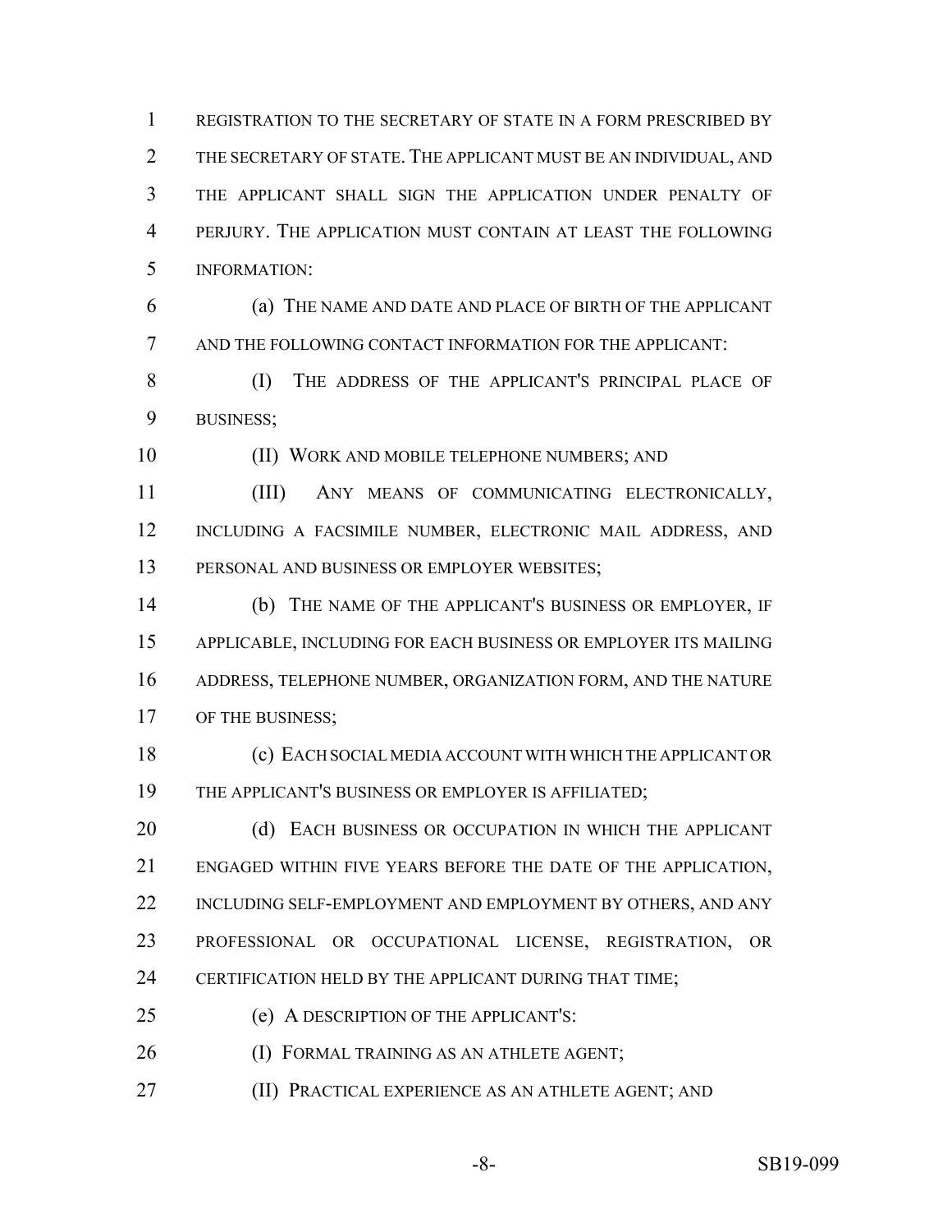REGISTRATION TO THE SECRETARY OF STATE IN A FORM PRESCRIBED BY THE SECRETARY OF STATE. THE APPLICANT MUST BE AN INDIVIDUAL, AND THE APPLICANT SHALL SIGN THE APPLICATION UNDER PENALTY OF PERJURY. THE APPLICATION MUST CONTAIN AT LEAST THE FOLLOWING INFORMATION:

(a) THE NAME AND DATE AND PLACE OF BIRTH OF THE APPLICANT AND THE FOLLOWING CONTACT INFORMATION FOR THE APPLICANT:

(I) THE ADDRESS OF THE APPLICANT'S PRINCIPAL PLACE OF BUSINESS;

(II) WORK AND MOBILE TELEPHONE NUMBERS; AND

(III) ANY MEANS OF COMMUNICATING ELECTRONICALLY, INCLUDING A FACSIMILE NUMBER, ELECTRONIC MAIL ADDRESS, AND PERSONAL AND BUSINESS OR EMPLOYER WEBSITES;

(b) THE NAME OF THE APPLICANT'S BUSINESS OR EMPLOYER, IF APPLICABLE, INCLUDING FOR EACH BUSINESS OR EMPLOYER ITS MAILING ADDRESS, TELEPHONE NUMBER, ORGANIZATION FORM, AND THE NATURE OF THE BUSINESS;

(c) EACH SOCIAL MEDIA ACCOUNT WITH WHICH THE APPLICANT OR THE APPLICANT'S BUSINESS OR EMPLOYER IS AFFILIATED;

(d) EACH BUSINESS OR OCCUPATION IN WHICH THE APPLICANT ENGAGED WITHIN FIVE YEARS BEFORE THE DATE OF THE APPLICATION, INCLUDING SELF-EMPLOYMENT AND EMPLOYMENT BY OTHERS, AND ANY PROFESSIONAL OR OCCUPATIONAL LICENSE, REGISTRATION, OR CERTIFICATION HELD BY THE APPLICANT DURING THAT TIME;

(e) A DESCRIPTION OF THE APPLICANT'S:

(I) FORMAL TRAINING AS AN ATHLETE AGENT;

(II) PRACTICAL EXPERIENCE AS AN ATHLETE AGENT; AND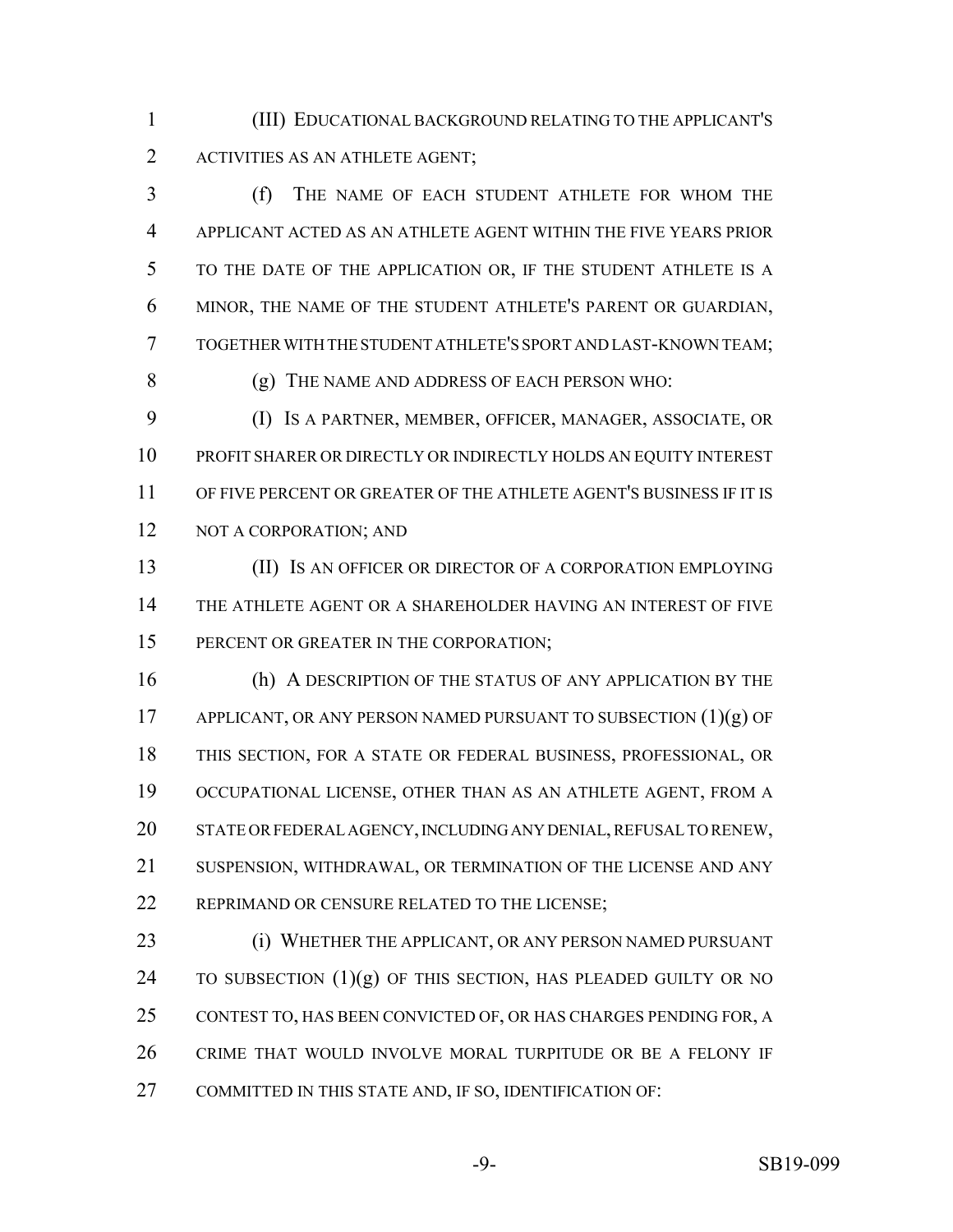(III) EDUCATIONAL BACKGROUND RELATING TO THE APPLICANT'S ACTIVITIES AS AN ATHLETE AGENT;

(f) THE NAME OF EACH STUDENT ATHLETE FOR WHOM THE APPLICANT ACTED AS AN ATHLETE AGENT WITHIN THE FIVE YEARS PRIOR TO THE DATE OF THE APPLICATION OR, IF THE STUDENT ATHLETE IS A MINOR, THE NAME OF THE STUDENT ATHLETE'S PARENT OR GUARDIAN, TOGETHER WITH THE STUDENT ATHLETE'S SPORT AND LAST-KNOWN TEAM;

(g) THE NAME AND ADDRESS OF EACH PERSON WHO:

(I) IS A PARTNER, MEMBER, OFFICER, MANAGER, ASSOCIATE, OR PROFIT SHARER OR DIRECTLY OR INDIRECTLY HOLDS AN EQUITY INTEREST OF FIVE PERCENT OR GREATER OF THE ATHLETE AGENT'S BUSINESS IF IT IS NOT A CORPORATION; AND

(II) IS AN OFFICER OR DIRECTOR OF A CORPORATION EMPLOYING THE ATHLETE AGENT OR A SHAREHOLDER HAVING AN INTEREST OF FIVE PERCENT OR GREATER IN THE CORPORATION;

(h) A DESCRIPTION OF THE STATUS OF ANY APPLICATION BY THE APPLICANT, OR ANY PERSON NAMED PURSUANT TO SUBSECTION (1)(g) OF THIS SECTION, FOR A STATE OR FEDERAL BUSINESS, PROFESSIONAL, OR OCCUPATIONAL LICENSE, OTHER THAN AS AN ATHLETE AGENT, FROM A STATE OR FEDERAL AGENCY, INCLUDING ANY DENIAL, REFUSAL TO RENEW, SUSPENSION, WITHDRAWAL, OR TERMINATION OF THE LICENSE AND ANY REPRIMAND OR CENSURE RELATED TO THE LICENSE;

(i) WHETHER THE APPLICANT, OR ANY PERSON NAMED PURSUANT TO SUBSECTION (1)(g) OF THIS SECTION, HAS PLEADED GUILTY OR NO CONTEST TO, HAS BEEN CONVICTED OF, OR HAS CHARGES PENDING FOR, A CRIME THAT WOULD INVOLVE MORAL TURPITUDE OR BE A FELONY IF COMMITTED IN THIS STATE AND, IF SO, IDENTIFICATION OF: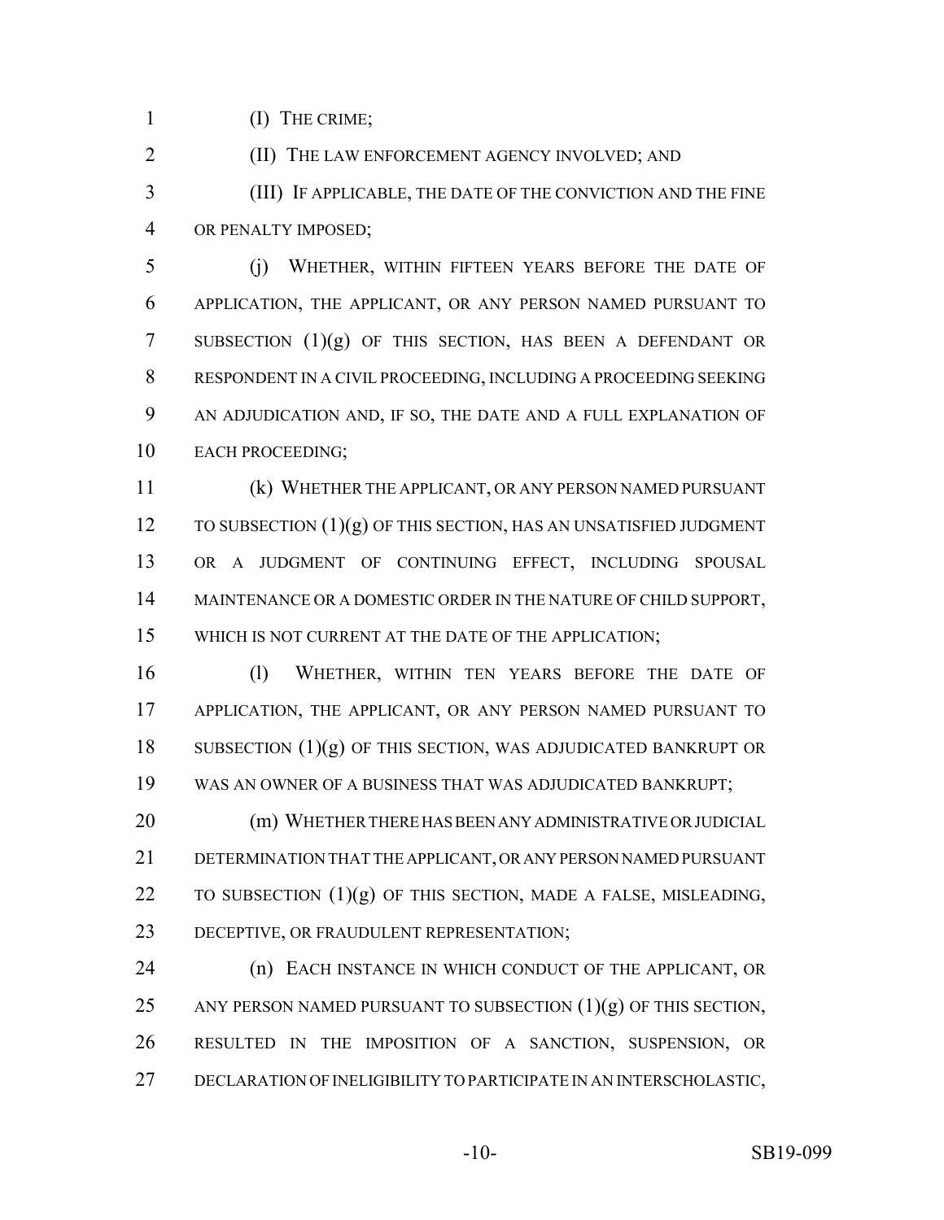(I) THE CRIME;

(II) THE LAW ENFORCEMENT AGENCY INVOLVED; AND

(III) IF APPLICABLE, THE DATE OF THE CONVICTION AND THE FINE OR PENALTY IMPOSED;

(j) WHETHER, WITHIN FIFTEEN YEARS BEFORE THE DATE OF APPLICATION, THE APPLICANT, OR ANY PERSON NAMED PURSUANT TO SUBSECTION (1)(g) OF THIS SECTION, HAS BEEN A DEFENDANT OR RESPONDENT IN A CIVIL PROCEEDING, INCLUDING A PROCEEDING SEEKING AN ADJUDICATION AND, IF SO, THE DATE AND A FULL EXPLANATION OF EACH PROCEEDING;

(k) WHETHER THE APPLICANT, OR ANY PERSON NAMED PURSUANT TO SUBSECTION (1)(g) OF THIS SECTION, HAS AN UNSATISFIED JUDGMENT OR A JUDGMENT OF CONTINUING EFFECT, INCLUDING SPOUSAL MAINTENANCE OR A DOMESTIC ORDER IN THE NATURE OF CHILD SUPPORT, WHICH IS NOT CURRENT AT THE DATE OF THE APPLICATION;

(l) WHETHER, WITHIN TEN YEARS BEFORE THE DATE OF APPLICATION, THE APPLICANT, OR ANY PERSON NAMED PURSUANT TO SUBSECTION (1)(g) OF THIS SECTION, WAS ADJUDICATED BANKRUPT OR WAS AN OWNER OF A BUSINESS THAT WAS ADJUDICATED BANKRUPT;

(m) WHETHER THERE HAS BEEN ANY ADMINISTRATIVE OR JUDICIAL DETERMINATION THAT THE APPLICANT, OR ANY PERSON NAMED PURSUANT TO SUBSECTION (1)(g) OF THIS SECTION, MADE A FALSE, MISLEADING, DECEPTIVE, OR FRAUDULENT REPRESENTATION;

(n) EACH INSTANCE IN WHICH CONDUCT OF THE APPLICANT, OR ANY PERSON NAMED PURSUANT TO SUBSECTION (1)(g) OF THIS SECTION, RESULTED IN THE IMPOSITION OF A SANCTION, SUSPENSION, OR DECLARATION OF INELIGIBILITY TO PARTICIPATE IN AN INTERSCHOLASTIC,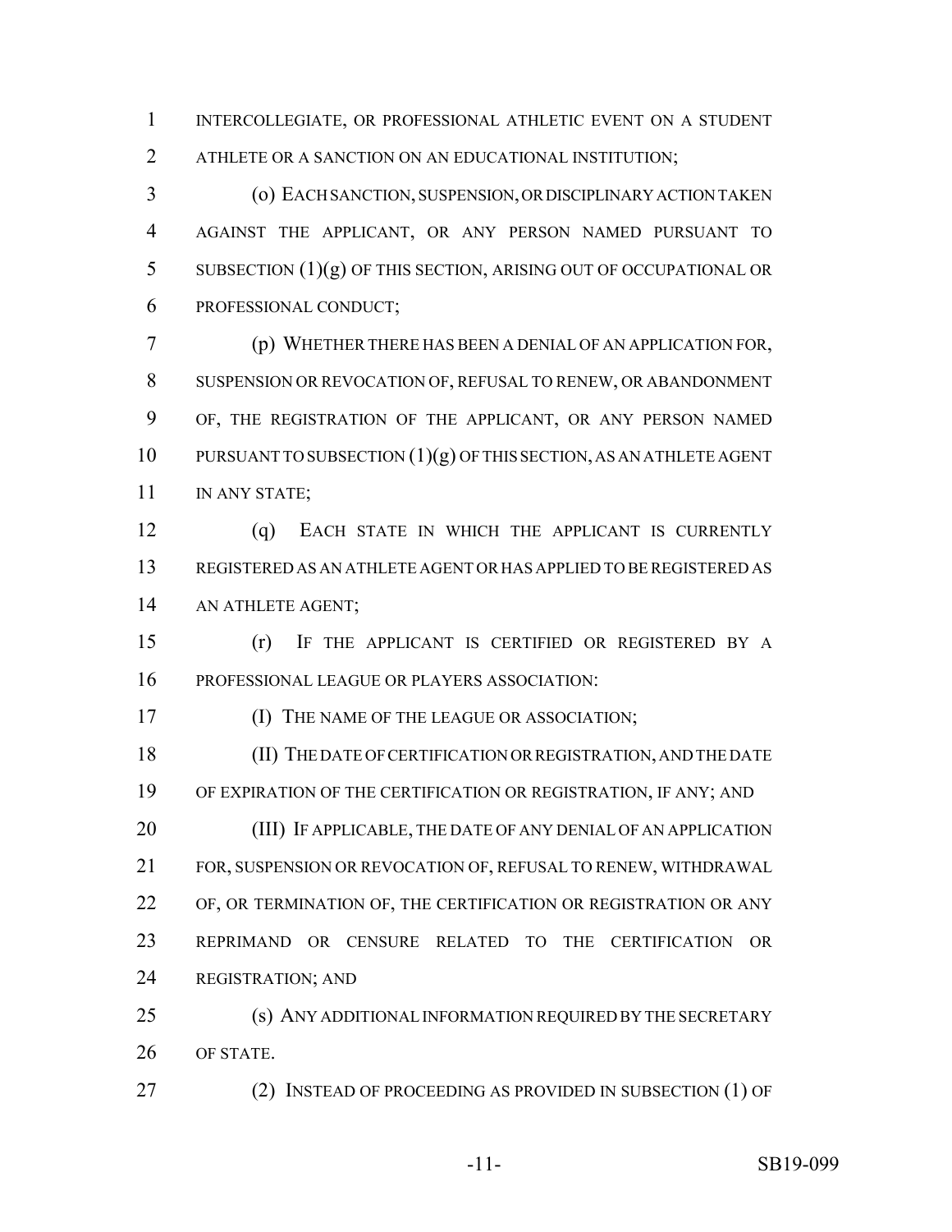INTERCOLLEGIATE, OR PROFESSIONAL ATHLETIC EVENT ON A STUDENT ATHLETE OR A SANCTION ON AN EDUCATIONAL INSTITUTION;

(o) EACH SANCTION, SUSPENSION, OR DISCIPLINARY ACTION TAKEN AGAINST THE APPLICANT, OR ANY PERSON NAMED PURSUANT TO SUBSECTION (1)(g) OF THIS SECTION, ARISING OUT OF OCCUPATIONAL OR PROFESSIONAL CONDUCT;

(p) WHETHER THERE HAS BEEN A DENIAL OF AN APPLICATION FOR, SUSPENSION OR REVOCATION OF, REFUSAL TO RENEW, OR ABANDONMENT OF, THE REGISTRATION OF THE APPLICANT, OR ANY PERSON NAMED PURSUANT TO SUBSECTION (1)(g) OF THIS SECTION, AS AN ATHLETE AGENT IN ANY STATE;

(q) EACH STATE IN WHICH THE APPLICANT IS CURRENTLY REGISTERED AS AN ATHLETE AGENT OR HAS APPLIED TO BE REGISTERED AS AN ATHLETE AGENT;

(r) IF THE APPLICANT IS CERTIFIED OR REGISTERED BY A PROFESSIONAL LEAGUE OR PLAYERS ASSOCIATION:

(I) THE NAME OF THE LEAGUE OR ASSOCIATION;

(II) THE DATE OF CERTIFICATION OR REGISTRATION, AND THE DATE OF EXPIRATION OF THE CERTIFICATION OR REGISTRATION, IF ANY; AND

(III) IF APPLICABLE, THE DATE OF ANY DENIAL OF AN APPLICATION FOR, SUSPENSION OR REVOCATION OF, REFUSAL TO RENEW, WITHDRAWAL OF, OR TERMINATION OF, THE CERTIFICATION OR REGISTRATION OR ANY REPRIMAND OR CENSURE RELATED TO THE CERTIFICATION OR REGISTRATION; AND

(s) ANY ADDITIONAL INFORMATION REQUIRED BY THE SECRETARY OF STATE.

(2) INSTEAD OF PROCEEDING AS PROVIDED IN SUBSECTION (1) OF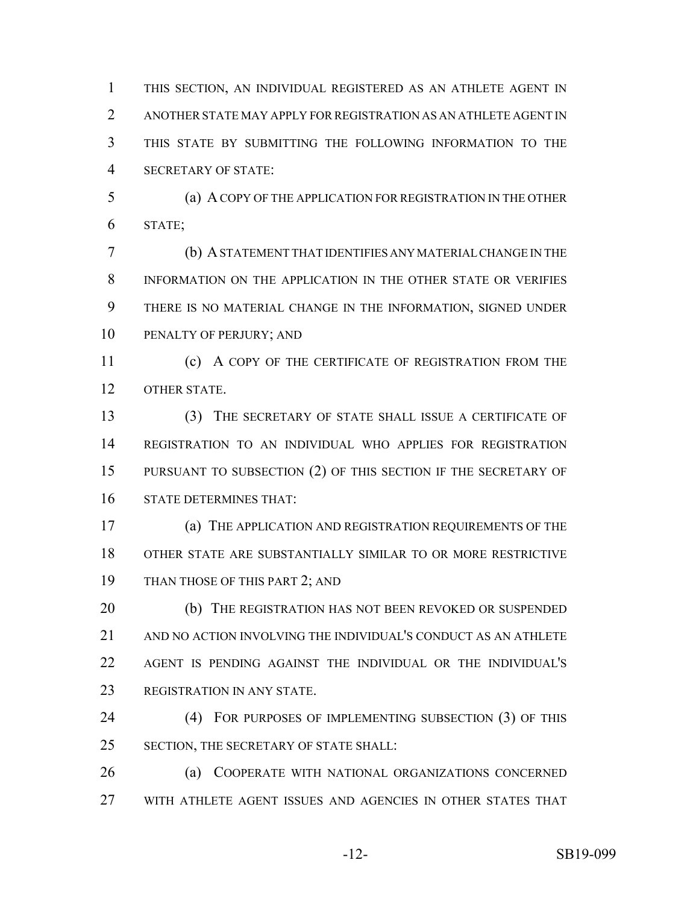THIS SECTION, AN INDIVIDUAL REGISTERED AS AN ATHLETE AGENT IN ANOTHER STATE MAY APPLY FOR REGISTRATION AS AN ATHLETE AGENT IN THIS STATE BY SUBMITTING THE FOLLOWING INFORMATION TO THE SECRETARY OF STATE:

(a) A COPY OF THE APPLICATION FOR REGISTRATION IN THE OTHER STATE;

(b) A STATEMENT THAT IDENTIFIES ANY MATERIAL CHANGE IN THE INFORMATION ON THE APPLICATION IN THE OTHER STATE OR VERIFIES THERE IS NO MATERIAL CHANGE IN THE INFORMATION, SIGNED UNDER PENALTY OF PERJURY; AND

(c) A COPY OF THE CERTIFICATE OF REGISTRATION FROM THE OTHER STATE.

(3) THE SECRETARY OF STATE SHALL ISSUE A CERTIFICATE OF REGISTRATION TO AN INDIVIDUAL WHO APPLIES FOR REGISTRATION PURSUANT TO SUBSECTION (2) OF THIS SECTION IF THE SECRETARY OF STATE DETERMINES THAT:

(a) THE APPLICATION AND REGISTRATION REQUIREMENTS OF THE OTHER STATE ARE SUBSTANTIALLY SIMILAR TO OR MORE RESTRICTIVE THAN THOSE OF THIS PART 2; AND

(b) THE REGISTRATION HAS NOT BEEN REVOKED OR SUSPENDED AND NO ACTION INVOLVING THE INDIVIDUAL'S CONDUCT AS AN ATHLETE AGENT IS PENDING AGAINST THE INDIVIDUAL OR THE INDIVIDUAL'S REGISTRATION IN ANY STATE.

(4) FOR PURPOSES OF IMPLEMENTING SUBSECTION (3) OF THIS SECTION, THE SECRETARY OF STATE SHALL:

(a) COOPERATE WITH NATIONAL ORGANIZATIONS CONCERNED WITH ATHLETE AGENT ISSUES AND AGENCIES IN OTHER STATES THAT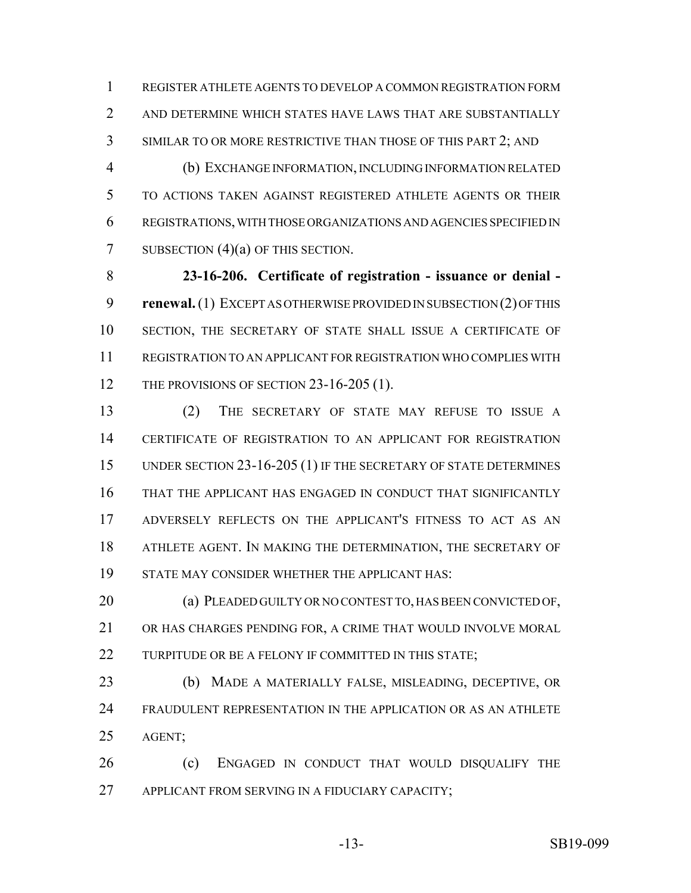REGISTER ATHLETE AGENTS TO DEVELOP A COMMON REGISTRATION FORM AND DETERMINE WHICH STATES HAVE LAWS THAT ARE SUBSTANTIALLY SIMILAR TO OR MORE RESTRICTIVE THAN THOSE OF THIS PART 2; AND

(b) EXCHANGE INFORMATION, INCLUDING INFORMATION RELATED TO ACTIONS TAKEN AGAINST REGISTERED ATHLETE AGENTS OR THEIR REGISTRATIONS, WITH THOSE ORGANIZATIONS AND AGENCIES SPECIFIED IN SUBSECTION (4)(a) OF THIS SECTION.

**23-16-206. Certificate of registration - issuance or denial - renewal.** (1) EXCEPT AS OTHERWISE PROVIDED IN SUBSECTION (2) OF THIS SECTION, THE SECRETARY OF STATE SHALL ISSUE A CERTIFICATE OF REGISTRATION TO AN APPLICANT FOR REGISTRATION WHO COMPLIES WITH THE PROVISIONS OF SECTION 23-16-205 (1).

(2) THE SECRETARY OF STATE MAY REFUSE TO ISSUE A CERTIFICATE OF REGISTRATION TO AN APPLICANT FOR REGISTRATION UNDER SECTION 23-16-205 (1) IF THE SECRETARY OF STATE DETERMINES THAT THE APPLICANT HAS ENGAGED IN CONDUCT THAT SIGNIFICANTLY ADVERSELY REFLECTS ON THE APPLICANT'S FITNESS TO ACT AS AN ATHLETE AGENT. IN MAKING THE DETERMINATION, THE SECRETARY OF STATE MAY CONSIDER WHETHER THE APPLICANT HAS:

(a) PLEADED GUILTY OR NO CONTEST TO, HAS BEEN CONVICTED OF, OR HAS CHARGES PENDING FOR, A CRIME THAT WOULD INVOLVE MORAL TURPITUDE OR BE A FELONY IF COMMITTED IN THIS STATE;

(b) MADE A MATERIALLY FALSE, MISLEADING, DECEPTIVE, OR FRAUDULENT REPRESENTATION IN THE APPLICATION OR AS AN ATHLETE AGENT;

(c) ENGAGED IN CONDUCT THAT WOULD DISQUALIFY THE APPLICANT FROM SERVING IN A FIDUCIARY CAPACITY;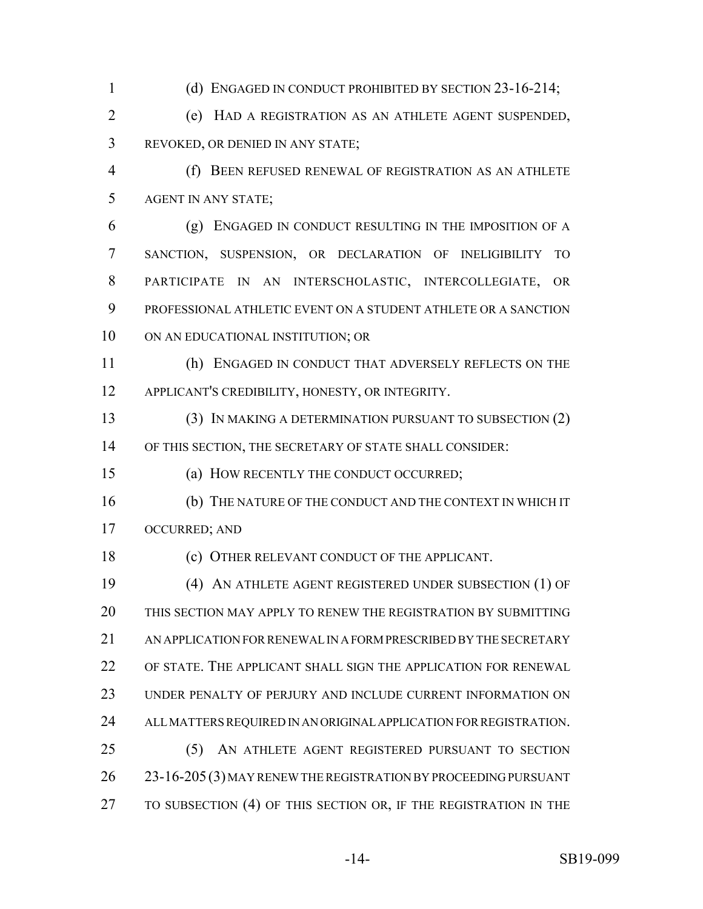(d) ENGAGED IN CONDUCT PROHIBITED BY SECTION 23-16-214;

(e) HAD A REGISTRATION AS AN ATHLETE AGENT SUSPENDED, REVOKED, OR DENIED IN ANY STATE;

(f) BEEN REFUSED RENEWAL OF REGISTRATION AS AN ATHLETE AGENT IN ANY STATE;

(g) ENGAGED IN CONDUCT RESULTING IN THE IMPOSITION OF A SANCTION, SUSPENSION, OR DECLARATION OF INELIGIBILITY TO PARTICIPATE IN AN INTERSCHOLASTIC, INTERCOLLEGIATE, OR PROFESSIONAL ATHLETIC EVENT ON A STUDENT ATHLETE OR A SANCTION ON AN EDUCATIONAL INSTITUTION; OR

(h) ENGAGED IN CONDUCT THAT ADVERSELY REFLECTS ON THE APPLICANT'S CREDIBILITY, HONESTY, OR INTEGRITY.

(3) IN MAKING A DETERMINATION PURSUANT TO SUBSECTION (2) OF THIS SECTION, THE SECRETARY OF STATE SHALL CONSIDER:

(a) HOW RECENTLY THE CONDUCT OCCURRED;

(b) THE NATURE OF THE CONDUCT AND THE CONTEXT IN WHICH IT OCCURRED; AND

(c) OTHER RELEVANT CONDUCT OF THE APPLICANT.

(4) AN ATHLETE AGENT REGISTERED UNDER SUBSECTION (1) OF THIS SECTION MAY APPLY TO RENEW THE REGISTRATION BY SUBMITTING AN APPLICATION FOR RENEWAL IN A FORM PRESCRIBED BY THE SECRETARY OF STATE. THE APPLICANT SHALL SIGN THE APPLICATION FOR RENEWAL UNDER PENALTY OF PERJURY AND INCLUDE CURRENT INFORMATION ON ALL MATTERS REQUIRED IN AN ORIGINAL APPLICATION FOR REGISTRATION.

(5) AN ATHLETE AGENT REGISTERED PURSUANT TO SECTION 23-16-205 (3) MAY RENEW THE REGISTRATION BY PROCEEDING PURSUANT TO SUBSECTION (4) OF THIS SECTION OR, IF THE REGISTRATION IN THE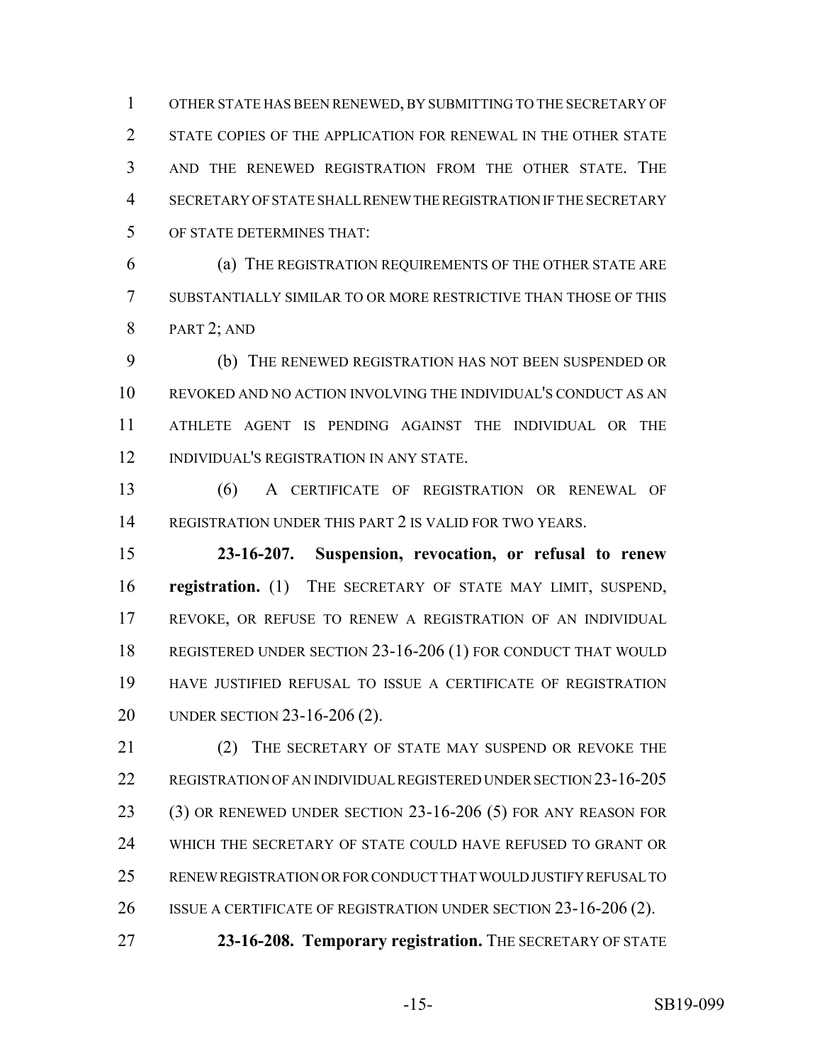OTHER STATE HAS BEEN RENEWED, BY SUBMITTING TO THE SECRETARY OF STATE COPIES OF THE APPLICATION FOR RENEWAL IN THE OTHER STATE AND THE RENEWED REGISTRATION FROM THE OTHER STATE. THE SECRETARY OF STATE SHALL RENEW THE REGISTRATION IF THE SECRETARY OF STATE DETERMINES THAT:

(a) THE REGISTRATION REQUIREMENTS OF THE OTHER STATE ARE SUBSTANTIALLY SIMILAR TO OR MORE RESTRICTIVE THAN THOSE OF THIS PART 2; AND

(b) THE RENEWED REGISTRATION HAS NOT BEEN SUSPENDED OR REVOKED AND NO ACTION INVOLVING THE INDIVIDUAL'S CONDUCT AS AN ATHLETE AGENT IS PENDING AGAINST THE INDIVIDUAL OR THE INDIVIDUAL'S REGISTRATION IN ANY STATE.

(6) A CERTIFICATE OF REGISTRATION OR RENEWAL OF REGISTRATION UNDER THIS PART 2 IS VALID FOR TWO YEARS.

**23-16-207. Suspension, revocation, or refusal to renew registration.** (1) THE SECRETARY OF STATE MAY LIMIT, SUSPEND, REVOKE, OR REFUSE TO RENEW A REGISTRATION OF AN INDIVIDUAL REGISTERED UNDER SECTION 23-16-206 (1) FOR CONDUCT THAT WOULD HAVE JUSTIFIED REFUSAL TO ISSUE A CERTIFICATE OF REGISTRATION UNDER SECTION 23-16-206 (2).

(2) THE SECRETARY OF STATE MAY SUSPEND OR REVOKE THE REGISTRATION OF AN INDIVIDUAL REGISTERED UNDER SECTION 23-16-205 (3) OR RENEWED UNDER SECTION 23-16-206 (5) FOR ANY REASON FOR WHICH THE SECRETARY OF STATE COULD HAVE REFUSED TO GRANT OR RENEW REGISTRATION OR FOR CONDUCT THAT WOULD JUSTIFY REFUSAL TO ISSUE A CERTIFICATE OF REGISTRATION UNDER SECTION 23-16-206 (2).

**23-16-208. Temporary registration.** THE SECRETARY OF STATE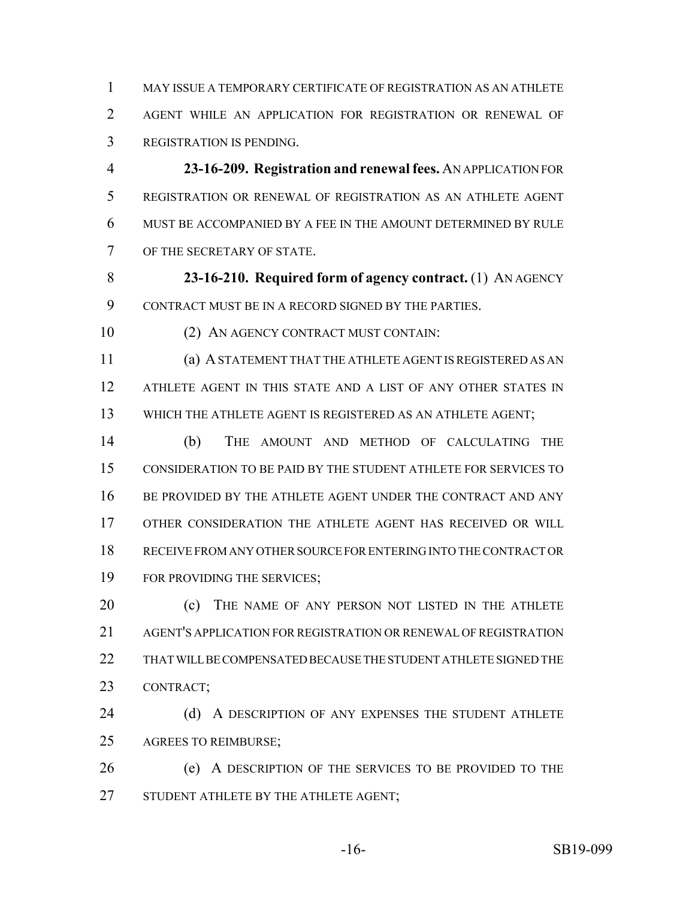MAY ISSUE A TEMPORARY CERTIFICATE OF REGISTRATION AS AN ATHLETE AGENT WHILE AN APPLICATION FOR REGISTRATION OR RENEWAL OF REGISTRATION IS PENDING.

**23-16-209. Registration and renewal fees.** AN APPLICATION FOR REGISTRATION OR RENEWAL OF REGISTRATION AS AN ATHLETE AGENT MUST BE ACCOMPANIED BY A FEE IN THE AMOUNT DETERMINED BY RULE OF THE SECRETARY OF STATE.

**23-16-210. Required form of agency contract.** (1) AN AGENCY CONTRACT MUST BE IN A RECORD SIGNED BY THE PARTIES.

(2) AN AGENCY CONTRACT MUST CONTAIN:

(a) A STATEMENT THAT THE ATHLETE AGENT IS REGISTERED AS AN ATHLETE AGENT IN THIS STATE AND A LIST OF ANY OTHER STATES IN WHICH THE ATHLETE AGENT IS REGISTERED AS AN ATHLETE AGENT;

(b) THE AMOUNT AND METHOD OF CALCULATING THE CONSIDERATION TO BE PAID BY THE STUDENT ATHLETE FOR SERVICES TO BE PROVIDED BY THE ATHLETE AGENT UNDER THE CONTRACT AND ANY OTHER CONSIDERATION THE ATHLETE AGENT HAS RECEIVED OR WILL RECEIVE FROM ANY OTHER SOURCE FOR ENTERING INTO THE CONTRACT OR FOR PROVIDING THE SERVICES;

(c) THE NAME OF ANY PERSON NOT LISTED IN THE ATHLETE AGENT'S APPLICATION FOR REGISTRATION OR RENEWAL OF REGISTRATION THAT WILL BE COMPENSATED BECAUSE THE STUDENT ATHLETE SIGNED THE CONTRACT;

(d) A DESCRIPTION OF ANY EXPENSES THE STUDENT ATHLETE AGREES TO REIMBURSE;

(e) A DESCRIPTION OF THE SERVICES TO BE PROVIDED TO THE STUDENT ATHLETE BY THE ATHLETE AGENT;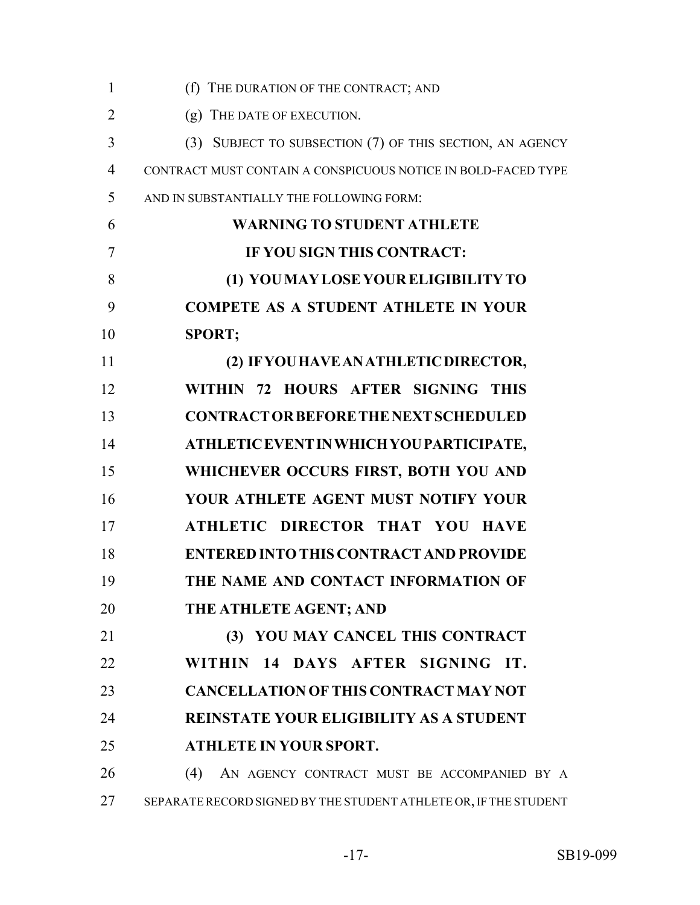(f) THE DURATION OF THE CONTRACT; AND

(g) THE DATE OF EXECUTION.

(3) SUBJECT TO SUBSECTION (7) OF THIS SECTION, AN AGENCY CONTRACT MUST CONTAIN A CONSPICUOUS NOTICE IN BOLD-FACED TYPE AND IN SUBSTANTIALLY THE FOLLOWING FORM:

**WARNING TO STUDENT ATHLETE**

**IF YOU SIGN THIS CONTRACT:**

**(1) YOU MAY LOSE YOUR ELIGIBILITY TO COMPETE AS A STUDENT ATHLETE IN YOUR SPORT;**

**(2) IF YOU HAVE AN ATHLETIC DIRECTOR, WITHIN 72 HOURS AFTER SIGNING THIS CONTRACT OR BEFORE THE NEXT SCHEDULED ATHLETIC EVENT IN WHICH YOU PARTICIPATE, WHICHEVER OCCURS FIRST, BOTH YOU AND YOUR ATHLETE AGENT MUST NOTIFY YOUR ATHLETIC DIRECTOR THAT YOU HAVE ENTERED INTO THIS CONTRACT AND PROVIDE THE NAME AND CONTACT INFORMATION OF THE ATHLETE AGENT; AND**

**(3) YOU MAY CANCEL THIS CONTRACT WITHIN 14 DAYS AFTER SIGNING IT. CANCELLATION OF THIS CONTRACT MAY NOT REINSTATE YOUR ELIGIBILITY AS A STUDENT ATHLETE IN YOUR SPORT.**

(4) AN AGENCY CONTRACT MUST BE ACCOMPANIED BY A SEPARATE RECORD SIGNED BY THE STUDENT ATHLETE OR, IF THE STUDENT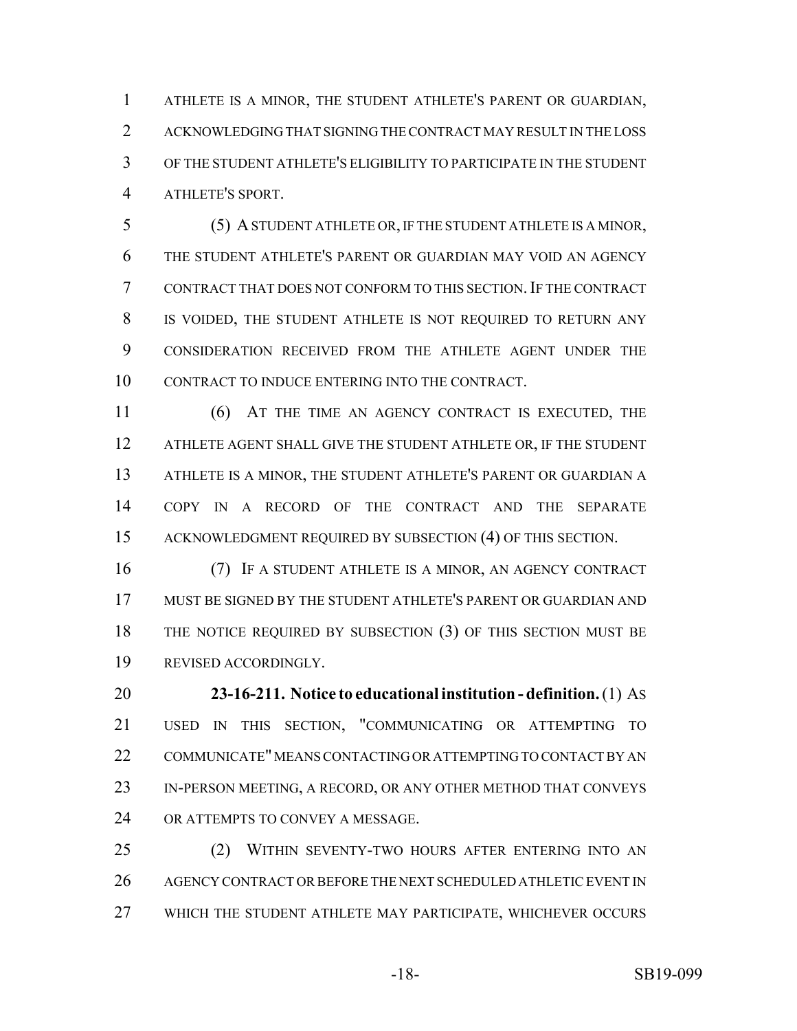ATHLETE IS A MINOR, THE STUDENT ATHLETE'S PARENT OR GUARDIAN, ACKNOWLEDGING THAT SIGNING THE CONTRACT MAY RESULT IN THE LOSS OF THE STUDENT ATHLETE'S ELIGIBILITY TO PARTICIPATE IN THE STUDENT ATHLETE'S SPORT.

(5) A STUDENT ATHLETE OR, IF THE STUDENT ATHLETE IS A MINOR, THE STUDENT ATHLETE'S PARENT OR GUARDIAN MAY VOID AN AGENCY CONTRACT THAT DOES NOT CONFORM TO THIS SECTION. IF THE CONTRACT IS VOIDED, THE STUDENT ATHLETE IS NOT REQUIRED TO RETURN ANY CONSIDERATION RECEIVED FROM THE ATHLETE AGENT UNDER THE CONTRACT TO INDUCE ENTERING INTO THE CONTRACT.

(6) AT THE TIME AN AGENCY CONTRACT IS EXECUTED, THE ATHLETE AGENT SHALL GIVE THE STUDENT ATHLETE OR, IF THE STUDENT ATHLETE IS A MINOR, THE STUDENT ATHLETE'S PARENT OR GUARDIAN A COPY IN A RECORD OF THE CONTRACT AND THE SEPARATE ACKNOWLEDGMENT REQUIRED BY SUBSECTION (4) OF THIS SECTION.

(7) IF A STUDENT ATHLETE IS A MINOR, AN AGENCY CONTRACT MUST BE SIGNED BY THE STUDENT ATHLETE'S PARENT OR GUARDIAN AND THE NOTICE REQUIRED BY SUBSECTION (3) OF THIS SECTION MUST BE REVISED ACCORDINGLY.

**23-16-211. Notice to educational institution - definition.** (1) AS USED IN THIS SECTION, "COMMUNICATING OR ATTEMPTING TO COMMUNICATE" MEANS CONTACTING OR ATTEMPTING TO CONTACT BY AN IN-PERSON MEETING, A RECORD, OR ANY OTHER METHOD THAT CONVEYS OR ATTEMPTS TO CONVEY A MESSAGE.

(2) WITHIN SEVENTY-TWO HOURS AFTER ENTERING INTO AN AGENCY CONTRACT OR BEFORE THE NEXT SCHEDULED ATHLETIC EVENT IN WHICH THE STUDENT ATHLETE MAY PARTICIPATE, WHICHEVER OCCURS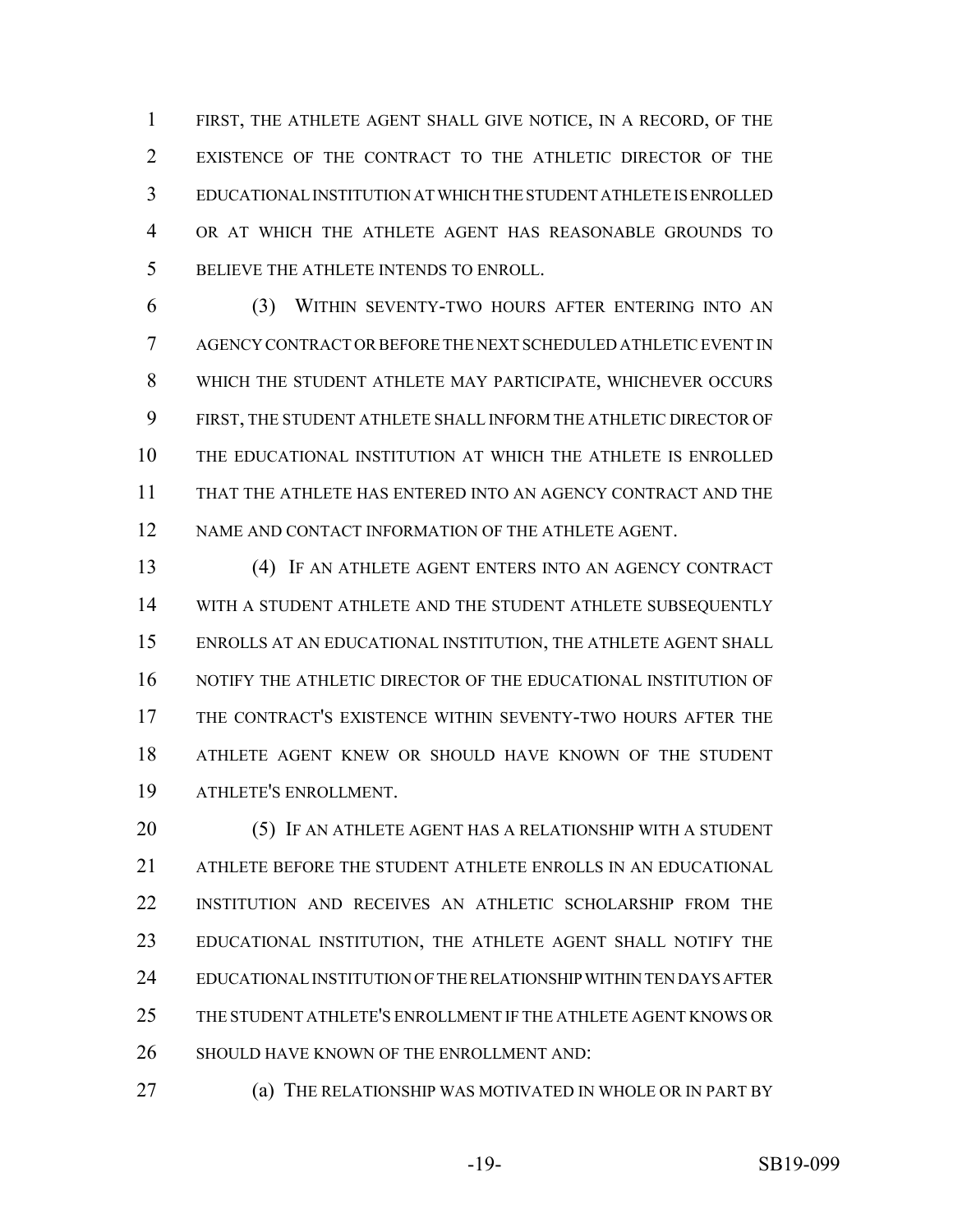FIRST, THE ATHLETE AGENT SHALL GIVE NOTICE, IN A RECORD, OF THE EXISTENCE OF THE CONTRACT TO THE ATHLETIC DIRECTOR OF THE EDUCATIONAL INSTITUTION AT WHICH THE STUDENT ATHLETE IS ENROLLED OR AT WHICH THE ATHLETE AGENT HAS REASONABLE GROUNDS TO BELIEVE THE ATHLETE INTENDS TO ENROLL.

(3) WITHIN SEVENTY-TWO HOURS AFTER ENTERING INTO AN AGENCY CONTRACT OR BEFORE THE NEXT SCHEDULED ATHLETIC EVENT IN WHICH THE STUDENT ATHLETE MAY PARTICIPATE, WHICHEVER OCCURS FIRST, THE STUDENT ATHLETE SHALL INFORM THE ATHLETIC DIRECTOR OF THE EDUCATIONAL INSTITUTION AT WHICH THE ATHLETE IS ENROLLED THAT THE ATHLETE HAS ENTERED INTO AN AGENCY CONTRACT AND THE NAME AND CONTACT INFORMATION OF THE ATHLETE AGENT.

(4) IF AN ATHLETE AGENT ENTERS INTO AN AGENCY CONTRACT WITH A STUDENT ATHLETE AND THE STUDENT ATHLETE SUBSEQUENTLY ENROLLS AT AN EDUCATIONAL INSTITUTION, THE ATHLETE AGENT SHALL NOTIFY THE ATHLETIC DIRECTOR OF THE EDUCATIONAL INSTITUTION OF THE CONTRACT'S EXISTENCE WITHIN SEVENTY-TWO HOURS AFTER THE ATHLETE AGENT KNEW OR SHOULD HAVE KNOWN OF THE STUDENT ATHLETE'S ENROLLMENT.

(5) IF AN ATHLETE AGENT HAS A RELATIONSHIP WITH A STUDENT ATHLETE BEFORE THE STUDENT ATHLETE ENROLLS IN AN EDUCATIONAL INSTITUTION AND RECEIVES AN ATHLETIC SCHOLARSHIP FROM THE EDUCATIONAL INSTITUTION, THE ATHLETE AGENT SHALL NOTIFY THE EDUCATIONAL INSTITUTION OF THE RELATIONSHIP WITHIN TEN DAYS AFTER THE STUDENT ATHLETE'S ENROLLMENT IF THE ATHLETE AGENT KNOWS OR SHOULD HAVE KNOWN OF THE ENROLLMENT AND:

(a) THE RELATIONSHIP WAS MOTIVATED IN WHOLE OR IN PART BY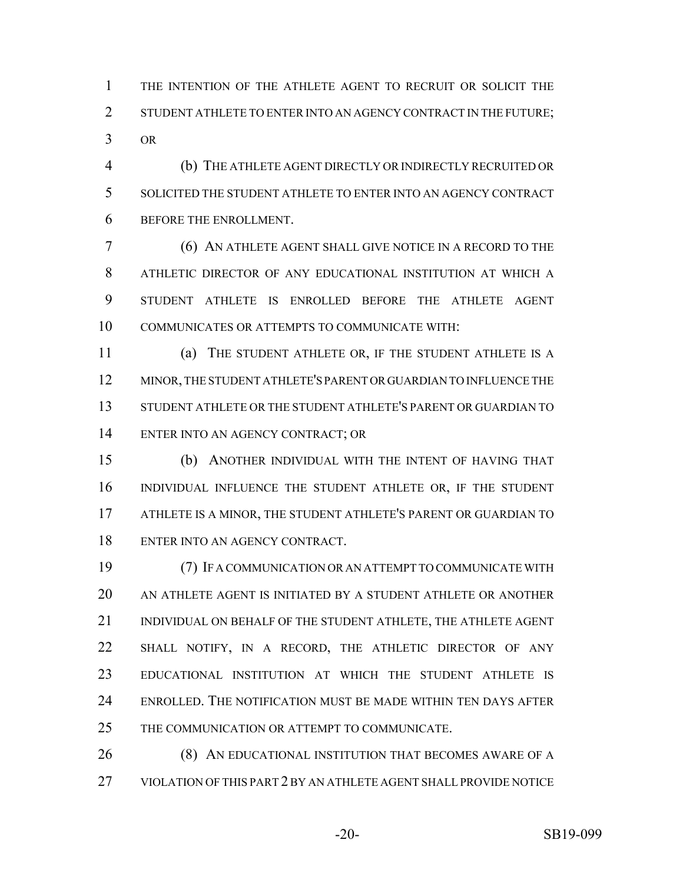THE INTENTION OF THE ATHLETE AGENT TO RECRUIT OR SOLICIT THE STUDENT ATHLETE TO ENTER INTO AN AGENCY CONTRACT IN THE FUTURE; OR

(b) THE ATHLETE AGENT DIRECTLY OR INDIRECTLY RECRUITED OR SOLICITED THE STUDENT ATHLETE TO ENTER INTO AN AGENCY CONTRACT BEFORE THE ENROLLMENT.

(6) AN ATHLETE AGENT SHALL GIVE NOTICE IN A RECORD TO THE ATHLETIC DIRECTOR OF ANY EDUCATIONAL INSTITUTION AT WHICH A STUDENT ATHLETE IS ENROLLED BEFORE THE ATHLETE AGENT COMMUNICATES OR ATTEMPTS TO COMMUNICATE WITH:

(a) THE STUDENT ATHLETE OR, IF THE STUDENT ATHLETE IS A MINOR, THE STUDENT ATHLETE'S PARENT OR GUARDIAN TO INFLUENCE THE STUDENT ATHLETE OR THE STUDENT ATHLETE'S PARENT OR GUARDIAN TO ENTER INTO AN AGENCY CONTRACT; OR

(b) ANOTHER INDIVIDUAL WITH THE INTENT OF HAVING THAT INDIVIDUAL INFLUENCE THE STUDENT ATHLETE OR, IF THE STUDENT ATHLETE IS A MINOR, THE STUDENT ATHLETE'S PARENT OR GUARDIAN TO ENTER INTO AN AGENCY CONTRACT.

(7) IF A COMMUNICATION OR AN ATTEMPT TO COMMUNICATE WITH AN ATHLETE AGENT IS INITIATED BY A STUDENT ATHLETE OR ANOTHER INDIVIDUAL ON BEHALF OF THE STUDENT ATHLETE, THE ATHLETE AGENT SHALL NOTIFY, IN A RECORD, THE ATHLETIC DIRECTOR OF ANY EDUCATIONAL INSTITUTION AT WHICH THE STUDENT ATHLETE IS ENROLLED. THE NOTIFICATION MUST BE MADE WITHIN TEN DAYS AFTER THE COMMUNICATION OR ATTEMPT TO COMMUNICATE.

(8) AN EDUCATIONAL INSTITUTION THAT BECOMES AWARE OF A VIOLATION OF THIS PART 2 BY AN ATHLETE AGENT SHALL PROVIDE NOTICE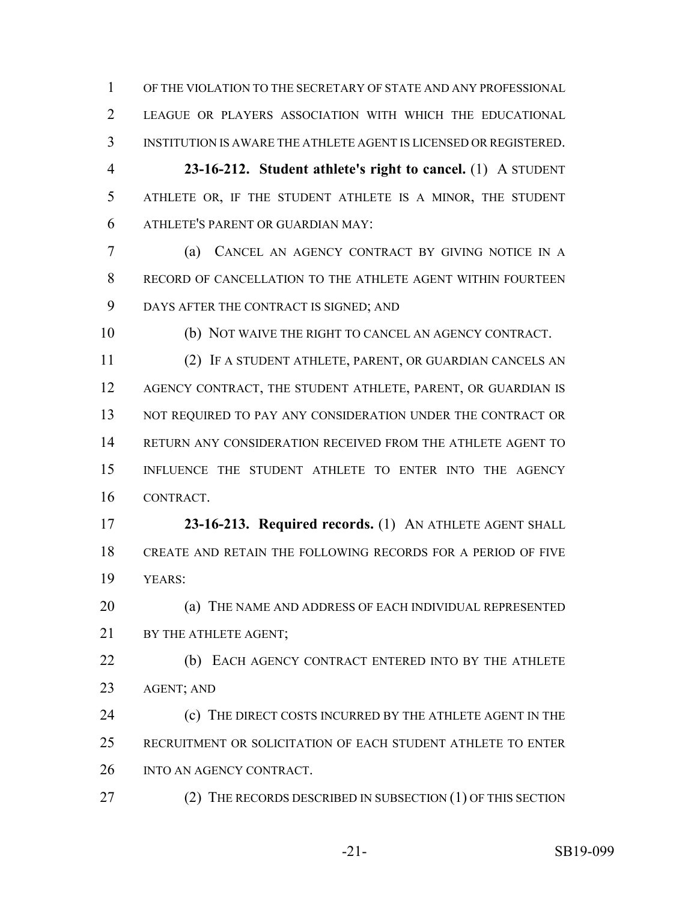OF THE VIOLATION TO THE SECRETARY OF STATE AND ANY PROFESSIONAL LEAGUE OR PLAYERS ASSOCIATION WITH WHICH THE EDUCATIONAL INSTITUTION IS AWARE THE ATHLETE AGENT IS LICENSED OR REGISTERED.

**23-16-212. Student athlete's right to cancel.** (1) A STUDENT ATHLETE OR, IF THE STUDENT ATHLETE IS A MINOR, THE STUDENT ATHLETE'S PARENT OR GUARDIAN MAY:

(a) CANCEL AN AGENCY CONTRACT BY GIVING NOTICE IN A RECORD OF CANCELLATION TO THE ATHLETE AGENT WITHIN FOURTEEN DAYS AFTER THE CONTRACT IS SIGNED; AND

(b) NOT WAIVE THE RIGHT TO CANCEL AN AGENCY CONTRACT.

(2) IF A STUDENT ATHLETE, PARENT, OR GUARDIAN CANCELS AN AGENCY CONTRACT, THE STUDENT ATHLETE, PARENT, OR GUARDIAN IS NOT REQUIRED TO PAY ANY CONSIDERATION UNDER THE CONTRACT OR RETURN ANY CONSIDERATION RECEIVED FROM THE ATHLETE AGENT TO INFLUENCE THE STUDENT ATHLETE TO ENTER INTO THE AGENCY CONTRACT.

**23-16-213. Required records.** (1) AN ATHLETE AGENT SHALL CREATE AND RETAIN THE FOLLOWING RECORDS FOR A PERIOD OF FIVE YEARS:

(a) THE NAME AND ADDRESS OF EACH INDIVIDUAL REPRESENTED BY THE ATHLETE AGENT;

(b) EACH AGENCY CONTRACT ENTERED INTO BY THE ATHLETE AGENT; AND

(c) THE DIRECT COSTS INCURRED BY THE ATHLETE AGENT IN THE RECRUITMENT OR SOLICITATION OF EACH STUDENT ATHLETE TO ENTER INTO AN AGENCY CONTRACT.

(2) THE RECORDS DESCRIBED IN SUBSECTION (1) OF THIS SECTION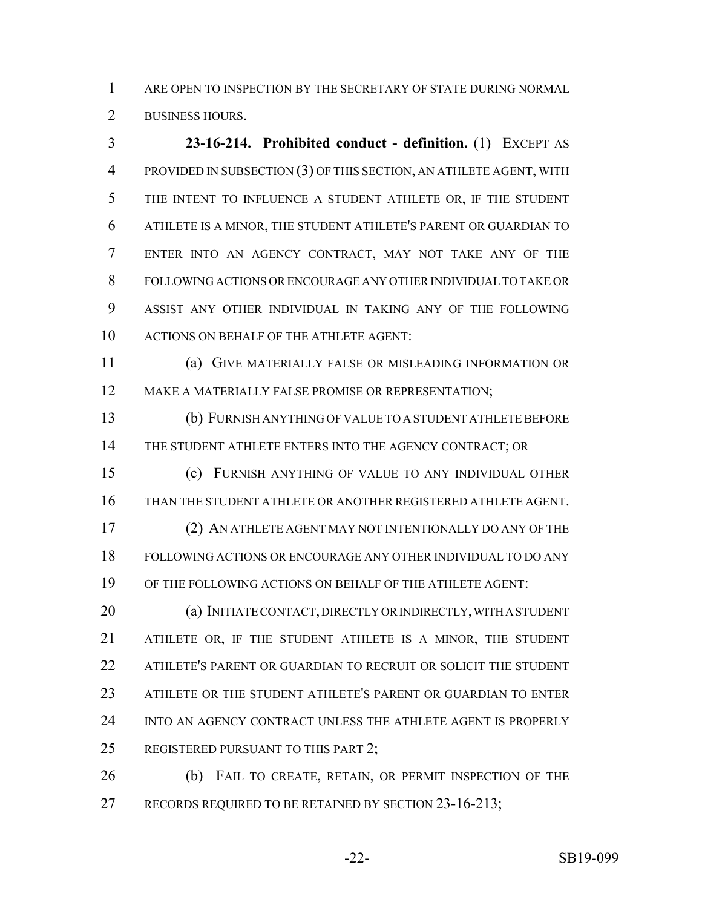ARE OPEN TO INSPECTION BY THE SECRETARY OF STATE DURING NORMAL BUSINESS HOURS.

**23-16-214. Prohibited conduct - definition.** (1) EXCEPT AS PROVIDED IN SUBSECTION (3) OF THIS SECTION, AN ATHLETE AGENT, WITH THE INTENT TO INFLUENCE A STUDENT ATHLETE OR, IF THE STUDENT ATHLETE IS A MINOR, THE STUDENT ATHLETE'S PARENT OR GUARDIAN TO ENTER INTO AN AGENCY CONTRACT, MAY NOT TAKE ANY OF THE FOLLOWING ACTIONS OR ENCOURAGE ANY OTHER INDIVIDUAL TO TAKE OR ASSIST ANY OTHER INDIVIDUAL IN TAKING ANY OF THE FOLLOWING ACTIONS ON BEHALF OF THE ATHLETE AGENT:

(a) GIVE MATERIALLY FALSE OR MISLEADING INFORMATION OR MAKE A MATERIALLY FALSE PROMISE OR REPRESENTATION;

(b) FURNISH ANYTHING OF VALUE TO A STUDENT ATHLETE BEFORE THE STUDENT ATHLETE ENTERS INTO THE AGENCY CONTRACT; OR

(c) FURNISH ANYTHING OF VALUE TO ANY INDIVIDUAL OTHER THAN THE STUDENT ATHLETE OR ANOTHER REGISTERED ATHLETE AGENT.

(2) AN ATHLETE AGENT MAY NOT INTENTIONALLY DO ANY OF THE FOLLOWING ACTIONS OR ENCOURAGE ANY OTHER INDIVIDUAL TO DO ANY OF THE FOLLOWING ACTIONS ON BEHALF OF THE ATHLETE AGENT:

(a) INITIATE CONTACT, DIRECTLY OR INDIRECTLY, WITH A STUDENT ATHLETE OR, IF THE STUDENT ATHLETE IS A MINOR, THE STUDENT ATHLETE'S PARENT OR GUARDIAN TO RECRUIT OR SOLICIT THE STUDENT ATHLETE OR THE STUDENT ATHLETE'S PARENT OR GUARDIAN TO ENTER INTO AN AGENCY CONTRACT UNLESS THE ATHLETE AGENT IS PROPERLY REGISTERED PURSUANT TO THIS PART 2;

(b) FAIL TO CREATE, RETAIN, OR PERMIT INSPECTION OF THE RECORDS REQUIRED TO BE RETAINED BY SECTION 23-16-213;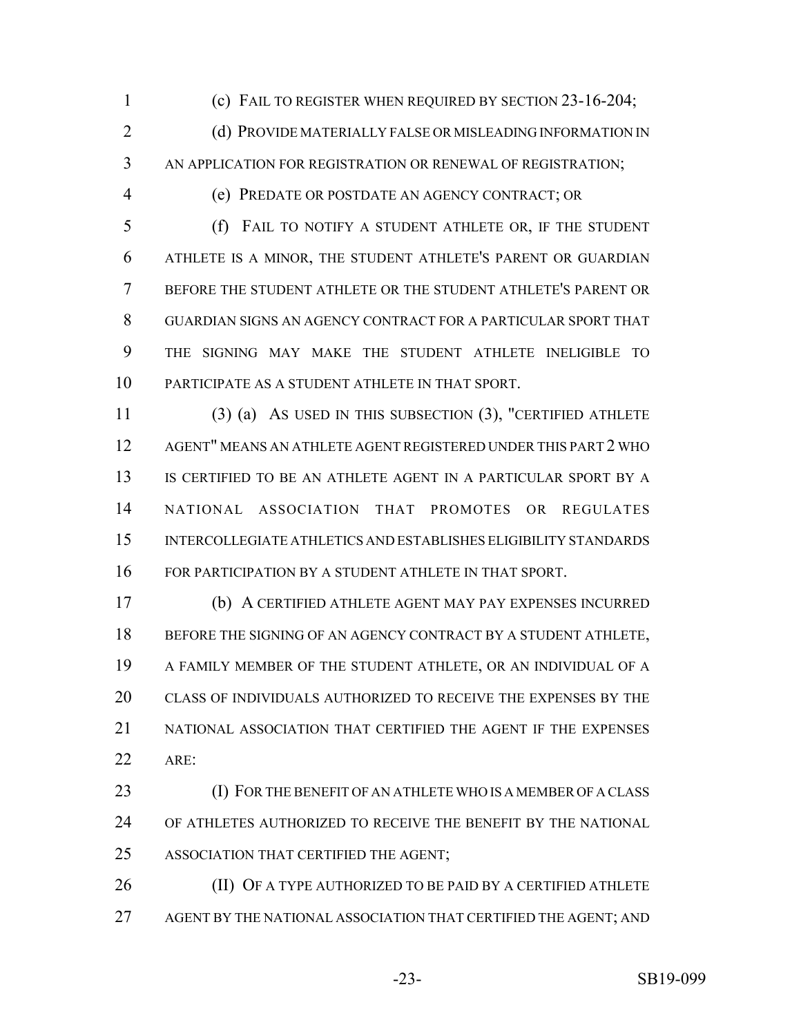(c) FAIL TO REGISTER WHEN REQUIRED BY SECTION 23-16-204;

(d) PROVIDE MATERIALLY FALSE OR MISLEADING INFORMATION IN AN APPLICATION FOR REGISTRATION OR RENEWAL OF REGISTRATION;

(e) PREDATE OR POSTDATE AN AGENCY CONTRACT; OR

(f) FAIL TO NOTIFY A STUDENT ATHLETE OR, IF THE STUDENT ATHLETE IS A MINOR, THE STUDENT ATHLETE'S PARENT OR GUARDIAN BEFORE THE STUDENT ATHLETE OR THE STUDENT ATHLETE'S PARENT OR GUARDIAN SIGNS AN AGENCY CONTRACT FOR A PARTICULAR SPORT THAT THE SIGNING MAY MAKE THE STUDENT ATHLETE INELIGIBLE TO PARTICIPATE AS A STUDENT ATHLETE IN THAT SPORT.

(3) (a) AS USED IN THIS SUBSECTION (3), "CERTIFIED ATHLETE AGENT" MEANS AN ATHLETE AGENT REGISTERED UNDER THIS PART 2 WHO IS CERTIFIED TO BE AN ATHLETE AGENT IN A PARTICULAR SPORT BY A NATIONAL ASSOCIATION THAT PROMOTES OR REGULATES INTERCOLLEGIATE ATHLETICS AND ESTABLISHES ELIGIBILITY STANDARDS FOR PARTICIPATION BY A STUDENT ATHLETE IN THAT SPORT.

(b) A CERTIFIED ATHLETE AGENT MAY PAY EXPENSES INCURRED BEFORE THE SIGNING OF AN AGENCY CONTRACT BY A STUDENT ATHLETE, A FAMILY MEMBER OF THE STUDENT ATHLETE, OR AN INDIVIDUAL OF A CLASS OF INDIVIDUALS AUTHORIZED TO RECEIVE THE EXPENSES BY THE NATIONAL ASSOCIATION THAT CERTIFIED THE AGENT IF THE EXPENSES ARE:

(I) FOR THE BENEFIT OF AN ATHLETE WHO IS A MEMBER OF A CLASS OF ATHLETES AUTHORIZED TO RECEIVE THE BENEFIT BY THE NATIONAL ASSOCIATION THAT CERTIFIED THE AGENT;

(II) OF A TYPE AUTHORIZED TO BE PAID BY A CERTIFIED ATHLETE AGENT BY THE NATIONAL ASSOCIATION THAT CERTIFIED THE AGENT; AND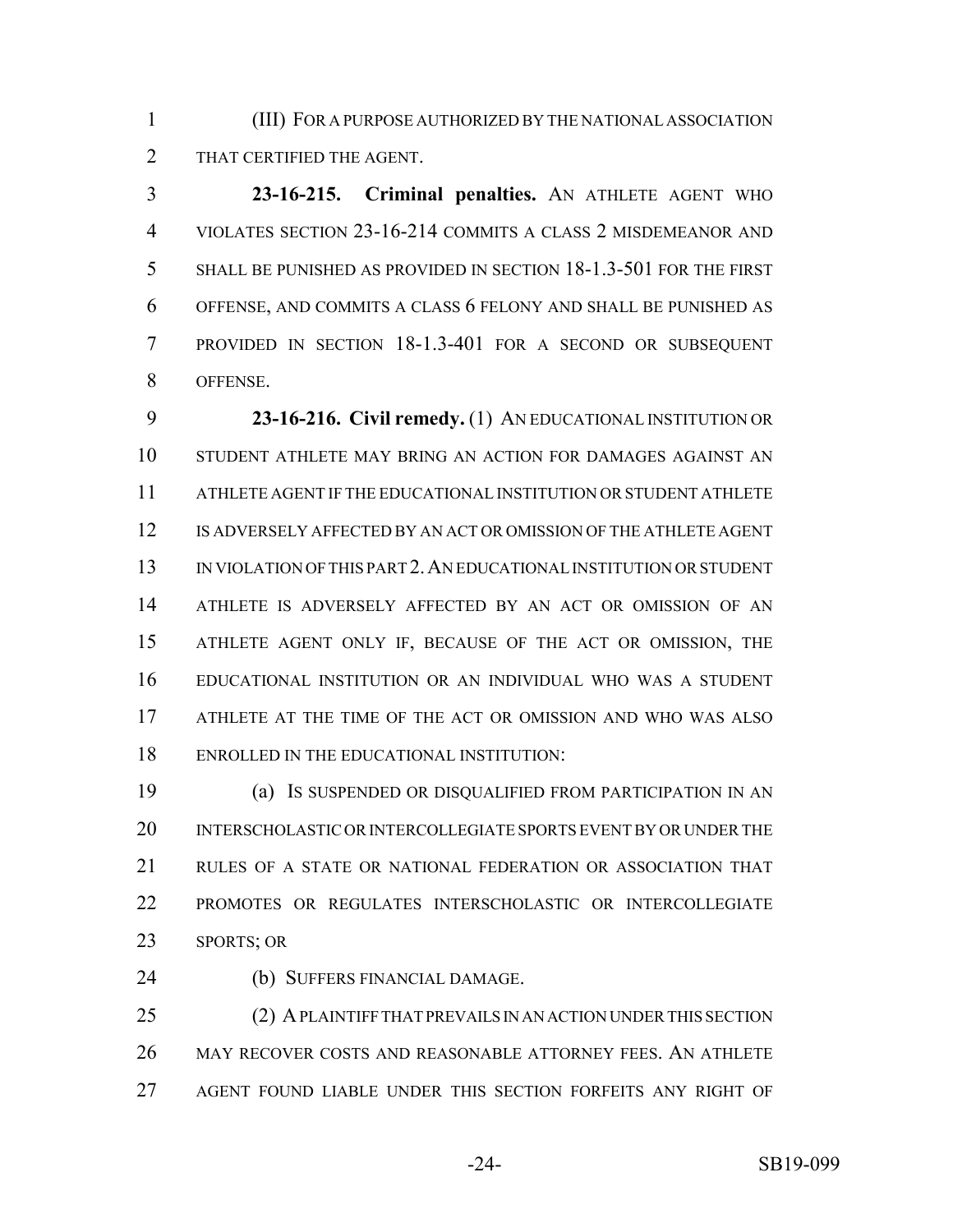(III) FOR A PURPOSE AUTHORIZED BY THE NATIONAL ASSOCIATION THAT CERTIFIED THE AGENT.

**23-16-215. Criminal penalties.** AN ATHLETE AGENT WHO VIOLATES SECTION 23-16-214 COMMITS A CLASS 2 MISDEMEANOR AND SHALL BE PUNISHED AS PROVIDED IN SECTION 18-1.3-501 FOR THE FIRST OFFENSE, AND COMMITS A CLASS 6 FELONY AND SHALL BE PUNISHED AS PROVIDED IN SECTION 18-1.3-401 FOR A SECOND OR SUBSEQUENT OFFENSE.

**23-16-216. Civil remedy.** (1) AN EDUCATIONAL INSTITUTION OR STUDENT ATHLETE MAY BRING AN ACTION FOR DAMAGES AGAINST AN ATHLETE AGENT IF THE EDUCATIONAL INSTITUTION OR STUDENT ATHLETE IS ADVERSELY AFFECTED BY AN ACT OR OMISSION OF THE ATHLETE AGENT IN VIOLATION OF THIS PART 2. AN EDUCATIONAL INSTITUTION OR STUDENT ATHLETE IS ADVERSELY AFFECTED BY AN ACT OR OMISSION OF AN ATHLETE AGENT ONLY IF, BECAUSE OF THE ACT OR OMISSION, THE EDUCATIONAL INSTITUTION OR AN INDIVIDUAL WHO WAS A STUDENT ATHLETE AT THE TIME OF THE ACT OR OMISSION AND WHO WAS ALSO ENROLLED IN THE EDUCATIONAL INSTITUTION:

(a) IS SUSPENDED OR DISQUALIFIED FROM PARTICIPATION IN AN INTERSCHOLASTIC OR INTERCOLLEGIATE SPORTS EVENT BY OR UNDER THE RULES OF A STATE OR NATIONAL FEDERATION OR ASSOCIATION THAT PROMOTES OR REGULATES INTERSCHOLASTIC OR INTERCOLLEGIATE SPORTS; OR

(b) SUFFERS FINANCIAL DAMAGE.

(2) A PLAINTIFF THAT PREVAILS IN AN ACTION UNDER THIS SECTION MAY RECOVER COSTS AND REASONABLE ATTORNEY FEES. AN ATHLETE AGENT FOUND LIABLE UNDER THIS SECTION FORFEITS ANY RIGHT OF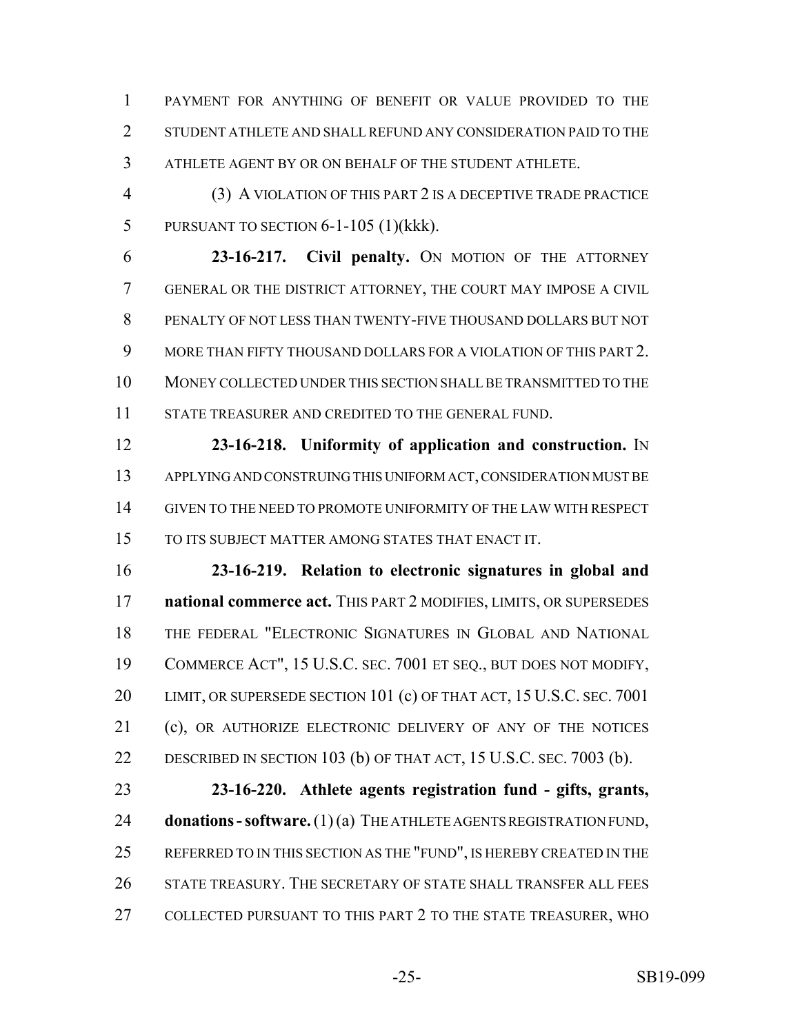PAYMENT FOR ANYTHING OF BENEFIT OR VALUE PROVIDED TO THE STUDENT ATHLETE AND SHALL REFUND ANY CONSIDERATION PAID TO THE ATHLETE AGENT BY OR ON BEHALF OF THE STUDENT ATHLETE.

(3) A VIOLATION OF THIS PART 2 IS A DECEPTIVE TRADE PRACTICE PURSUANT TO SECTION 6-1-105 (1)(kkk).

**23-16-217. Civil penalty.** ON MOTION OF THE ATTORNEY GENERAL OR THE DISTRICT ATTORNEY, THE COURT MAY IMPOSE A CIVIL PENALTY OF NOT LESS THAN TWENTY-FIVE THOUSAND DOLLARS BUT NOT MORE THAN FIFTY THOUSAND DOLLARS FOR A VIOLATION OF THIS PART 2. MONEY COLLECTED UNDER THIS SECTION SHALL BE TRANSMITTED TO THE STATE TREASURER AND CREDITED TO THE GENERAL FUND.

**23-16-218. Uniformity of application and construction.** IN APPLYING AND CONSTRUING THIS UNIFORM ACT, CONSIDERATION MUST BE GIVEN TO THE NEED TO PROMOTE UNIFORMITY OF THE LAW WITH RESPECT TO ITS SUBJECT MATTER AMONG STATES THAT ENACT IT.

**23-16-219. Relation to electronic signatures in global and national commerce act.** THIS PART 2 MODIFIES, LIMITS, OR SUPERSEDES THE FEDERAL "ELECTRONIC SIGNATURES IN GLOBAL AND NATIONAL COMMERCE ACT", 15 U.S.C. SEC. 7001 ET SEQ., BUT DOES NOT MODIFY, LIMIT, OR SUPERSEDE SECTION 101 (c) OF THAT ACT, 15 U.S.C. SEC. 7001 (c), OR AUTHORIZE ELECTRONIC DELIVERY OF ANY OF THE NOTICES DESCRIBED IN SECTION 103 (b) OF THAT ACT, 15 U.S.C. SEC. 7003 (b).

**23-16-220. Athlete agents registration fund - gifts, grants, donations - software.** (1) (a) THE ATHLETE AGENTS REGISTRATION FUND, REFERRED TO IN THIS SECTION AS THE "FUND", IS HEREBY CREATED IN THE STATE TREASURY. THE SECRETARY OF STATE SHALL TRANSFER ALL FEES COLLECTED PURSUANT TO THIS PART 2 TO THE STATE TREASURER, WHO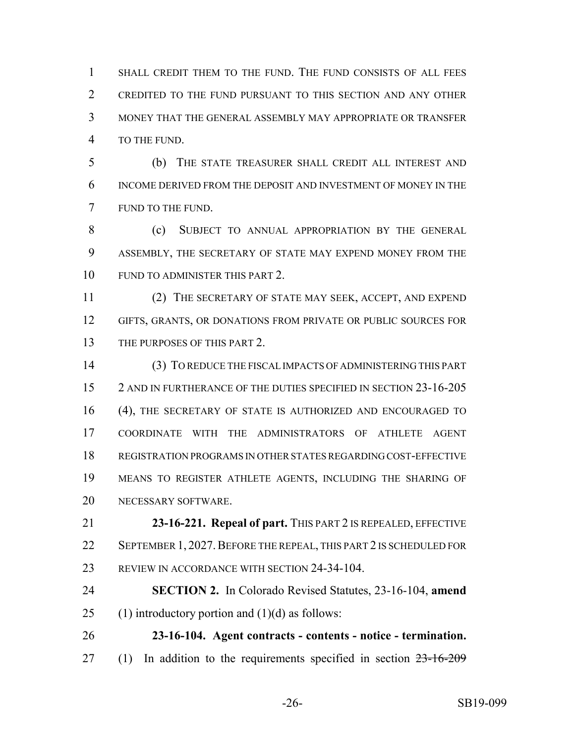SHALL CREDIT THEM TO THE FUND. THE FUND CONSISTS OF ALL FEES CREDITED TO THE FUND PURSUANT TO THIS SECTION AND ANY OTHER MONEY THAT THE GENERAL ASSEMBLY MAY APPROPRIATE OR TRANSFER TO THE FUND.

(b) THE STATE TREASURER SHALL CREDIT ALL INTEREST AND INCOME DERIVED FROM THE DEPOSIT AND INVESTMENT OF MONEY IN THE FUND TO THE FUND.

(c) SUBJECT TO ANNUAL APPROPRIATION BY THE GENERAL ASSEMBLY, THE SECRETARY OF STATE MAY EXPEND MONEY FROM THE FUND TO ADMINISTER THIS PART 2.

(2) THE SECRETARY OF STATE MAY SEEK, ACCEPT, AND EXPEND GIFTS, GRANTS, OR DONATIONS FROM PRIVATE OR PUBLIC SOURCES FOR THE PURPOSES OF THIS PART 2.

(3) TO REDUCE THE FISCAL IMPACTS OF ADMINISTERING THIS PART 2 AND IN FURTHERANCE OF THE DUTIES SPECIFIED IN SECTION 23-16-205 (4), THE SECRETARY OF STATE IS AUTHORIZED AND ENCOURAGED TO COORDINATE WITH THE ADMINISTRATORS OF ATHLETE AGENT REGISTRATION PROGRAMS IN OTHER STATES REGARDING COST-EFFECTIVE MEANS TO REGISTER ATHLETE AGENTS, INCLUDING THE SHARING OF NECESSARY SOFTWARE.

**23-16-221. Repeal of part.** THIS PART 2 IS REPEALED, EFFECTIVE SEPTEMBER 1, 2027. BEFORE THE REPEAL, THIS PART 2 IS SCHEDULED FOR REVIEW IN ACCORDANCE WITH SECTION 24-34-104.

**SECTION 2.** In Colorado Revised Statutes, 23-16-104, **amend** (1) introductory portion and (1)(d) as follows:

**23-16-104. Agent contracts - contents - notice - termination.** (1) In addition to the requirements specified in section ~~23-16-209~~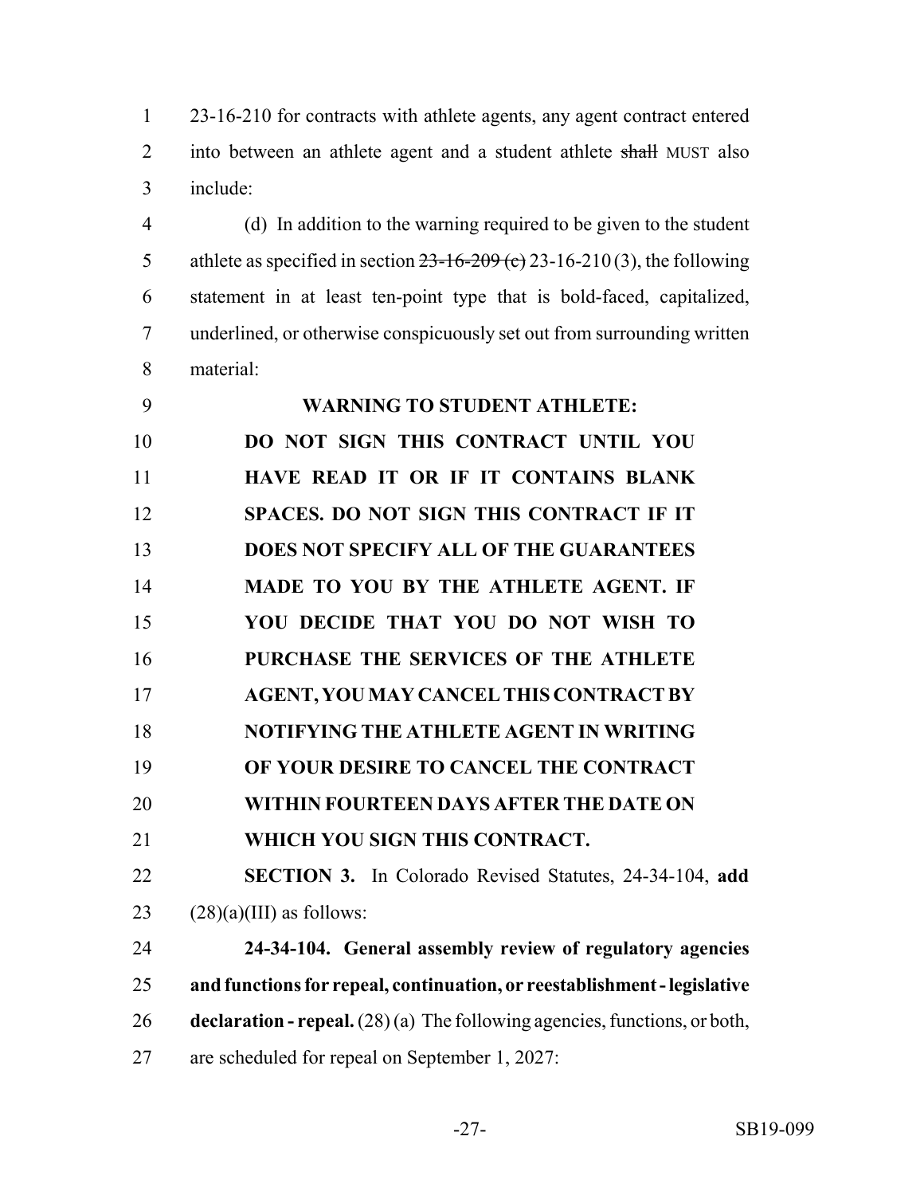23-16-210 for contracts with athlete agents, any agent contract entered into between an athlete agent and a student athlete ~~shall~~ MUST also include:

(d) In addition to the warning required to be given to the student athlete as specified in section ~~23-16-209 (c)~~ 23-16-210 (3), the following statement in at least ten-point type that is bold-faced, capitalized, underlined, or otherwise conspicuously set out from surrounding written material:

**WARNING TO STUDENT ATHLETE:**

**DO NOT SIGN THIS CONTRACT UNTIL YOU HAVE READ IT OR IF IT CONTAINS BLANK SPACES. DO NOT SIGN THIS CONTRACT IF IT DOES NOT SPECIFY ALL OF THE GUARANTEES MADE TO YOU BY THE ATHLETE AGENT. IF YOU DECIDE THAT YOU DO NOT WISH TO PURCHASE THE SERVICES OF THE ATHLETE AGENT, YOU MAY CANCEL THIS CONTRACT BY NOTIFYING THE ATHLETE AGENT IN WRITING OF YOUR DESIRE TO CANCEL THE CONTRACT WITHIN FOURTEEN DAYS AFTER THE DATE ON WHICH YOU SIGN THIS CONTRACT.**

**SECTION 3.** In Colorado Revised Statutes, 24-34-104, **add** (28)(a)(III) as follows:

**24-34-104. General assembly review of regulatory agencies and functions for repeal, continuation, or reestablishment - legislative declaration - repeal.** (28) (a) The following agencies, functions, or both, are scheduled for repeal on September 1, 2027: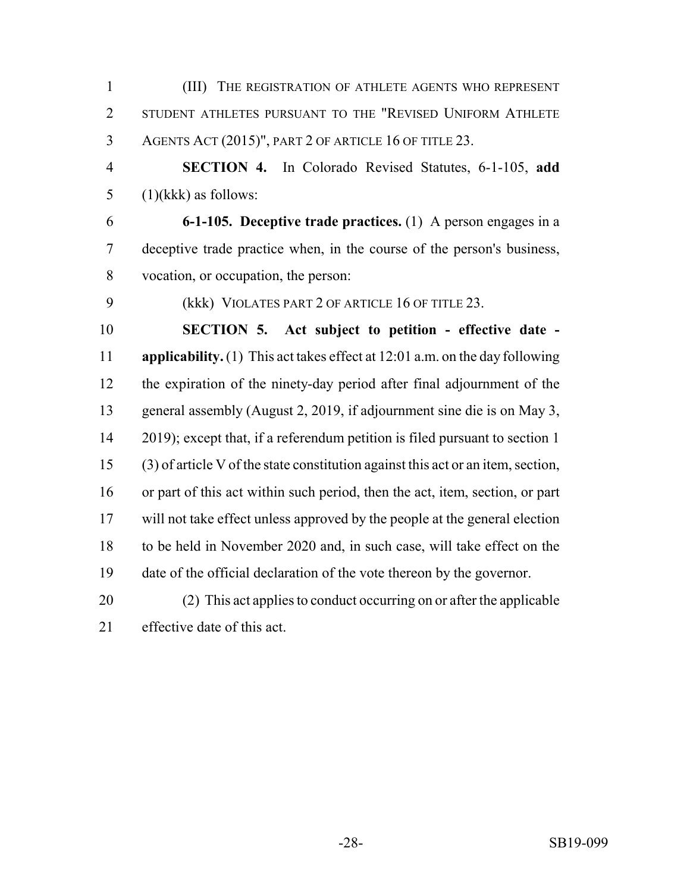(III) THE REGISTRATION OF ATHLETE AGENTS WHO REPRESENT STUDENT ATHLETES PURSUANT TO THE "REVISED UNIFORM ATHLETE AGENTS ACT (2015)", PART 2 OF ARTICLE 16 OF TITLE 23.

**SECTION 4.** In Colorado Revised Statutes, 6-1-105, **add** (1)(kkk) as follows:

**6-1-105. Deceptive trade practices.** (1) A person engages in a deceptive trade practice when, in the course of the person's business, vocation, or occupation, the person:

(kkk) VIOLATES PART 2 OF ARTICLE 16 OF TITLE 23.

**SECTION 5. Act subject to petition - effective date - applicability.** (1) This act takes effect at 12:01 a.m. on the day following the expiration of the ninety-day period after final adjournment of the general assembly (August 2, 2019, if adjournment sine die is on May 3, 2019); except that, if a referendum petition is filed pursuant to section 1 (3) of article V of the state constitution against this act or an item, section, or part of this act within such period, then the act, item, section, or part will not take effect unless approved by the people at the general election to be held in November 2020 and, in such case, will take effect on the date of the official declaration of the vote thereon by the governor.

(2) This act applies to conduct occurring on or after the applicable effective date of this act.